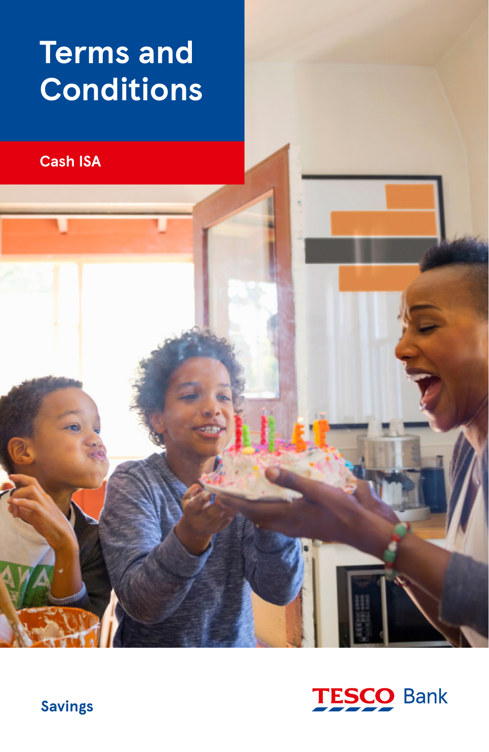# Terms and Conditions

## Cash ISA

Savings

TESCO Bank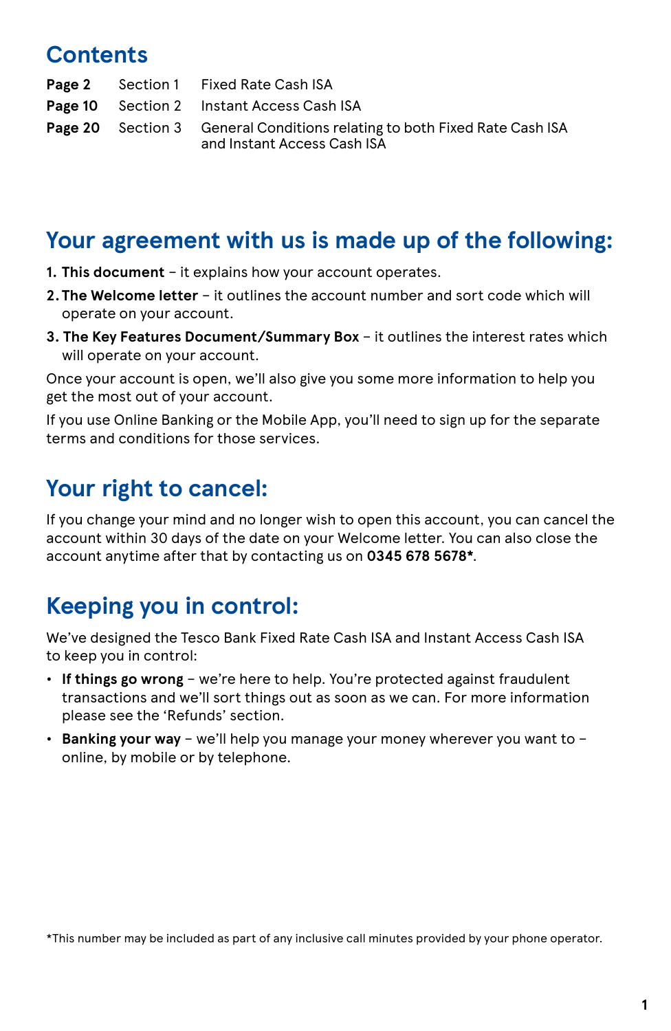## Contents

| | | |
|---|---|---|
| **Page 2** | Section 1 | Fixed Rate Cash ISA |
| **Page 10** | Section 2 | Instant Access Cash ISA |
| **Page 20** | Section 3 | General Conditions relating to both Fixed Rate Cash ISA and Instant Access Cash ISA |

## Your agreement with us is made up of the following:

1. **This document** – it explains how your account operates.
2. **The Welcome letter** – it outlines the account number and sort code which will operate on your account.
3. **The Key Features Document/Summary Box** – it outlines the interest rates which will operate on your account.

Once your account is open, we'll also give you some more information to help you get the most out of your account.

If you use Online Banking or the Mobile App, you'll need to sign up for the separate terms and conditions for those services.

## Your right to cancel:

If you change your mind and no longer wish to open this account, you can cancel the account within 30 days of the date on your Welcome letter. You can also close the account anytime after that by contacting us on **0345 678 5678***.

## Keeping you in control:

We've designed the Tesco Bank Fixed Rate Cash ISA and Instant Access Cash ISA to keep you in control:

- **If things go wrong** – we're here to help. You're protected against fraudulent transactions and we'll sort things out as soon as we can. For more information please see the 'Refunds' section.
- **Banking your way** – we'll help you manage your money wherever you want to – online, by mobile or by telephone.

*This number may be included as part of any inclusive call minutes provided by your phone operator.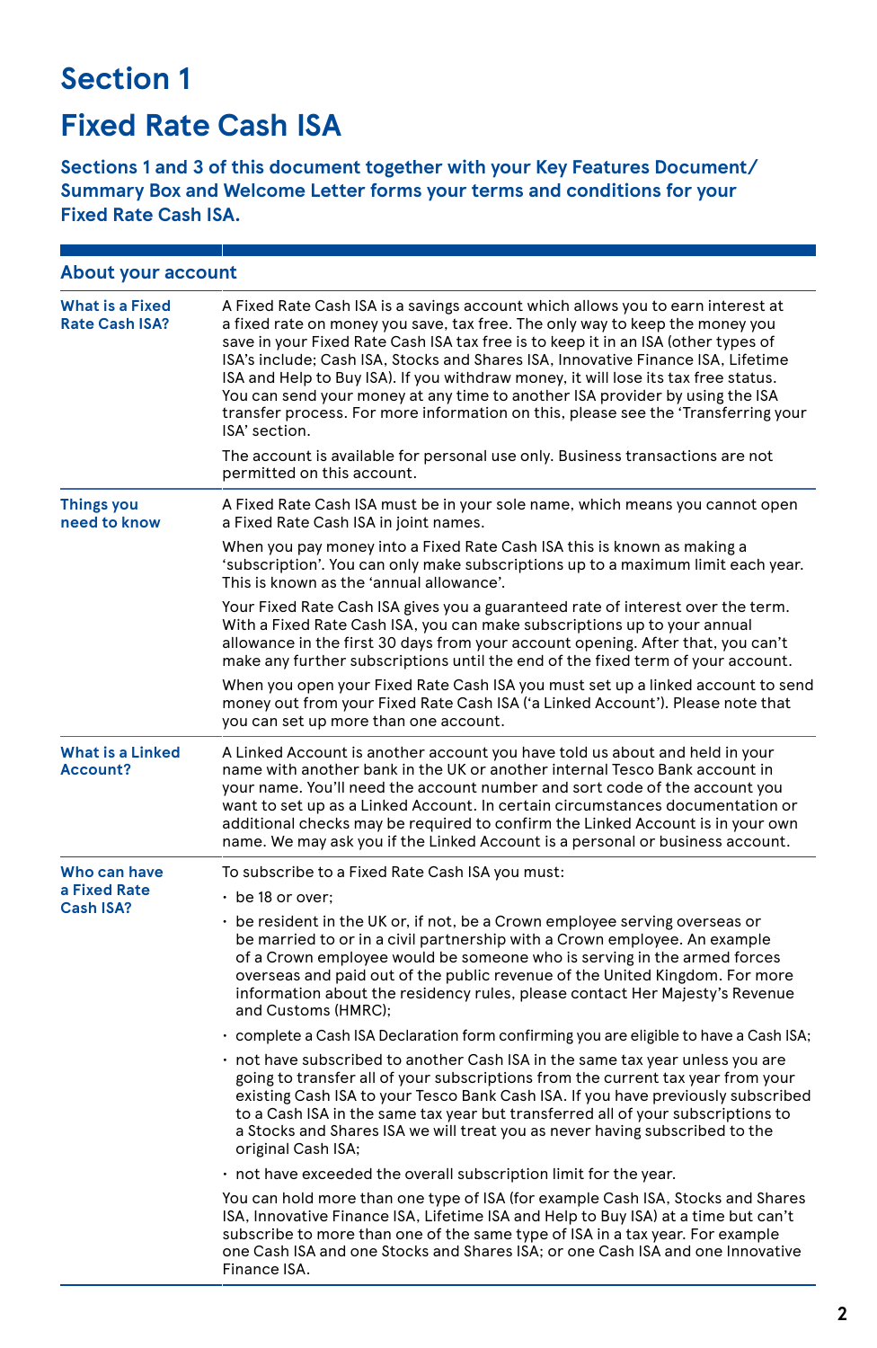# Section 1

# Fixed Rate Cash ISA

**Sections 1 and 3 of this document together with your Key Features Document/ Summary Box and Welcome Letter forms your terms and conditions for your Fixed Rate Cash ISA.**

## About your account

| | |
|---|---|
| **What is a Fixed Rate Cash ISA?** | A Fixed Rate Cash ISA is a savings account which allows you to earn interest at a fixed rate on money you save, tax free. The only way to keep the money you save in your Fixed Rate Cash ISA tax free is to keep it in an ISA (other types of ISA's include; Cash ISA, Stocks and Shares ISA, Innovative Finance ISA, Lifetime ISA and Help to Buy ISA). If you withdraw money, it will lose its tax free status. You can send your money at any time to another ISA provider by using the ISA transfer process. For more information on this, please see the 'Transferring your ISA' section.<br><br>The account is available for personal use only. Business transactions are not permitted on this account. |
| **Things you need to know** | A Fixed Rate Cash ISA must be in your sole name, which means you cannot open a Fixed Rate Cash ISA in joint names.<br><br>When you pay money into a Fixed Rate Cash ISA this is known as making a 'subscription'. You can only make subscriptions up to a maximum limit each year. This is known as the 'annual allowance'.<br><br>Your Fixed Rate Cash ISA gives you a guaranteed rate of interest over the term. With a Fixed Rate Cash ISA, you can make subscriptions up to your annual allowance in the first 30 days from your account opening. After that, you can't make any further subscriptions until the end of the fixed term of your account.<br><br>When you open your Fixed Rate Cash ISA you must set up a linked account to send money out from your Fixed Rate Cash ISA ('a Linked Account'). Please note that you can set up more than one account. |
| **What is a Linked Account?** | A Linked Account is another account you have told us about and held in your name with another bank in the UK or another internal Tesco Bank account in your name. You'll need the account number and sort code of the account you want to set up as a Linked Account. In certain circumstances documentation or additional checks may be required to confirm the Linked Account is in your own name. We may ask you if the Linked Account is a personal or business account. |
| **Who can have a Fixed Rate Cash ISA?** | To subscribe to a Fixed Rate Cash ISA you must:<br>• be 18 or over;<br>• be resident in the UK or, if not, be a Crown employee serving overseas or be married to or in a civil partnership with a Crown employee. An example of a Crown employee would be someone who is serving in the armed forces overseas and paid out of the public revenue of the United Kingdom. For more information about the residency rules, please contact Her Majesty's Revenue and Customs (HMRC);<br>• complete a Cash ISA Declaration form confirming you are eligible to have a Cash ISA;<br>• not have subscribed to another Cash ISA in the same tax year unless you are going to transfer all of your subscriptions from the current tax year from your existing Cash ISA to your Tesco Bank Cash ISA. If you have previously subscribed to a Cash ISA in the same tax year but transferred all of your subscriptions to a Stocks and Shares ISA we will treat you as never having subscribed to the original Cash ISA;<br>• not have exceeded the overall subscription limit for the year.<br><br>You can hold more than one type of ISA (for example Cash ISA, Stocks and Shares ISA, Innovative Finance ISA, Lifetime ISA and Help to Buy ISA) at a time but can't subscribe to more than one of the same type of ISA in a tax year. For example one Cash ISA and one Stocks and Shares ISA; or one Cash ISA and one Innovative Finance ISA. |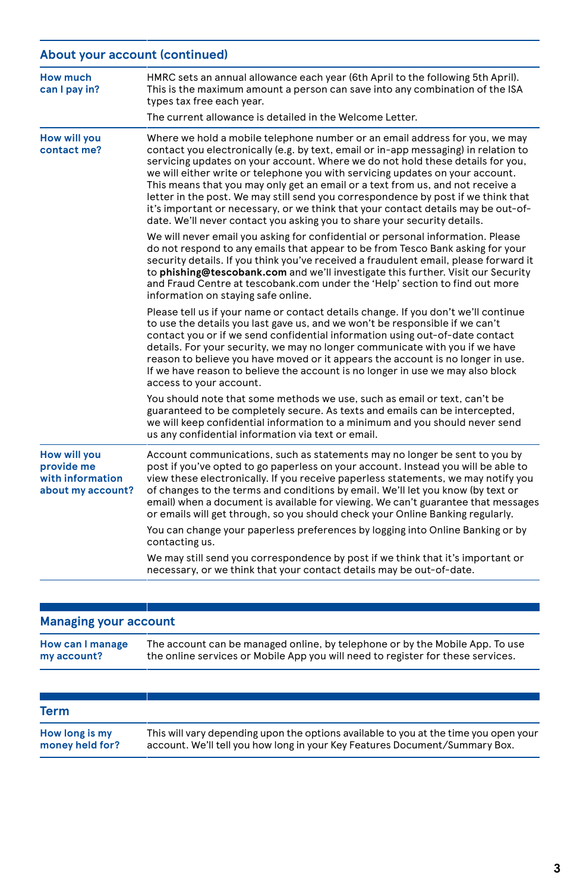## About your account (continued)

| | |
|---|---|
| **How much can I pay in?** | HMRC sets an annual allowance each year (6th April to the following 5th April). This is the maximum amount a person can save into any combination of the ISA types tax free each year.<br><br>The current allowance is detailed in the Welcome Letter. |
| **How will you contact me?** | Where we hold a mobile telephone number or an email address for you, we may contact you electronically (e.g. by text, email or in-app messaging) in relation to servicing updates on your account. Where we do not hold these details for you, we will either write or telephone you with servicing updates on your account. This means that you may only get an email or a text from us, and not receive a letter in the post. We may still send you correspondence by post if we think that it's important or necessary, or we think that your contact details may be out-of-date. We'll never contact you asking you to share your security details.<br><br>We will never email you asking for confidential or personal information. Please do not respond to any emails that appear to be from Tesco Bank asking for your security details. If you think you've received a fraudulent email, please forward it to **phishing@tescobank.com** and we'll investigate this further. Visit our Security and Fraud Centre at tescobank.com under the 'Help' section to find out more information on staying safe online.<br><br>Please tell us if your name or contact details change. If you don't we'll continue to use the details you last gave us, and we won't be responsible if we can't contact you or if we send confidential information using out-of-date contact details. For your security, we may no longer communicate with you if we have reason to believe you have moved or it appears the account is no longer in use. If we have reason to believe the account is no longer in use we may also block access to your account.<br><br>You should note that some methods we use, such as email or text, can't be guaranteed to be completely secure. As texts and emails can be intercepted, we will keep confidential information to a minimum and you should never send us any confidential information via text or email. |
| **How will you provide me with information about my account?** | Account communications, such as statements may no longer be sent to you by post if you've opted to go paperless on your account. Instead you will be able to view these electronically. If you receive paperless statements, we may notify you of changes to the terms and conditions by email. We'll let you know (by text or email) when a document is available for viewing. We can't guarantee that messages or emails will get through, so you should check your Online Banking regularly.<br><br>You can change your paperless preferences by logging into Online Banking or by contacting us.<br><br>We may still send you correspondence by post if we think that it's important or necessary, or we think that your contact details may be out-of-date. |

## Managing your account

| | |
|---|---|
| **How can I manage my account?** | The account can be managed online, by telephone or by the Mobile App. To use the online services or Mobile App you will need to register for these services. |

## Term

| | |
|---|---|
| **How long is my money held for?** | This will vary depending upon the options available to you at the time you open your account. We'll tell you how long in your Key Features Document/Summary Box. |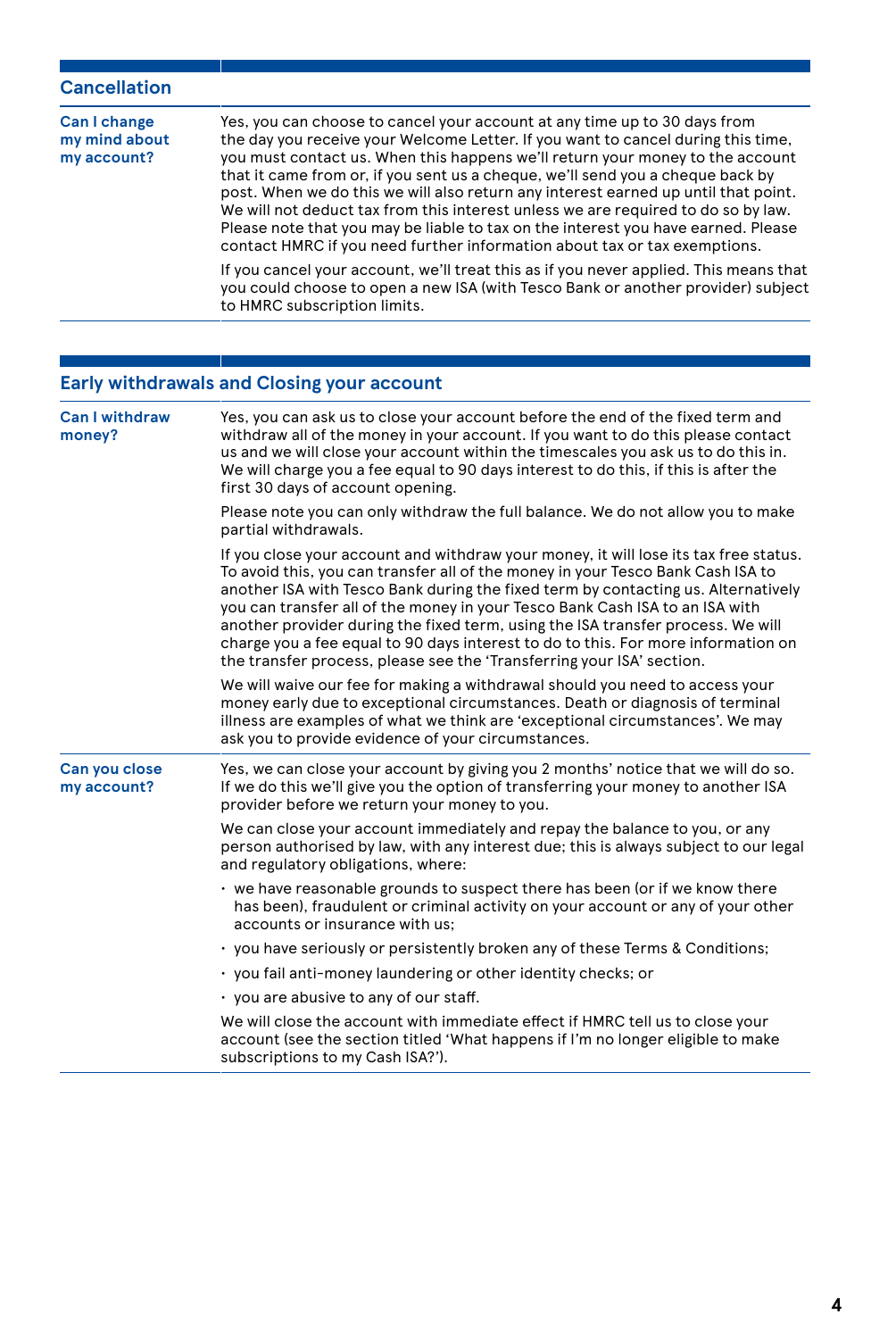## Cancellation

### Can I change my mind about my account?

Yes, you can choose to cancel your account at any time up to 30 days from the day you receive your Welcome Letter. If you want to cancel during this time, you must contact us. When this happens we'll return your money to the account that it came from or, if you sent us a cheque, we'll send you a cheque back by post. When we do this we will also return any interest earned up until that point. We will not deduct tax from this interest unless we are required to do so by law. Please note that you may be liable to tax on the interest you have earned. Please contact HMRC if you need further information about tax or tax exemptions.

If you cancel your account, we'll treat this as if you never applied. This means that you could choose to open a new ISA (with Tesco Bank or another provider) subject to HMRC subscription limits.

## Early withdrawals and Closing your account

### Can I withdraw money?

Yes, you can ask us to close your account before the end of the fixed term and withdraw all of the money in your account. If you want to do this please contact us and we will close your account within the timescales you ask us to do this in. We will charge you a fee equal to 90 days interest to do this, if this is after the first 30 days of account opening.

Please note you can only withdraw the full balance. We do not allow you to make partial withdrawals.

If you close your account and withdraw your money, it will lose its tax free status. To avoid this, you can transfer all of the money in your Tesco Bank Cash ISA to another ISA with Tesco Bank during the fixed term by contacting us. Alternatively you can transfer all of the money in your Tesco Bank Cash ISA to an ISA with another provider during the fixed term, using the ISA transfer process. We will charge you a fee equal to 90 days interest to do to this. For more information on the transfer process, please see the 'Transferring your ISA' section.

We will waive our fee for making a withdrawal should you need to access your money early due to exceptional circumstances. Death or diagnosis of terminal illness are examples of what we think are 'exceptional circumstances'. We may ask you to provide evidence of your circumstances.

### Can you close my account?

Yes, we can close your account by giving you 2 months' notice that we will do so. If we do this we'll give you the option of transferring your money to another ISA provider before we return your money to you.

We can close your account immediately and repay the balance to you, or any person authorised by law, with any interest due; this is always subject to our legal and regulatory obligations, where:

- we have reasonable grounds to suspect there has been (or if we know there has been), fraudulent or criminal activity on your account or any of your other accounts or insurance with us;
- you have seriously or persistently broken any of these Terms & Conditions;
- you fail anti-money laundering or other identity checks; or
- you are abusive to any of our staff.

We will close the account with immediate effect if HMRC tell us to close your account (see the section titled 'What happens if I'm no longer eligible to make subscriptions to my Cash ISA?').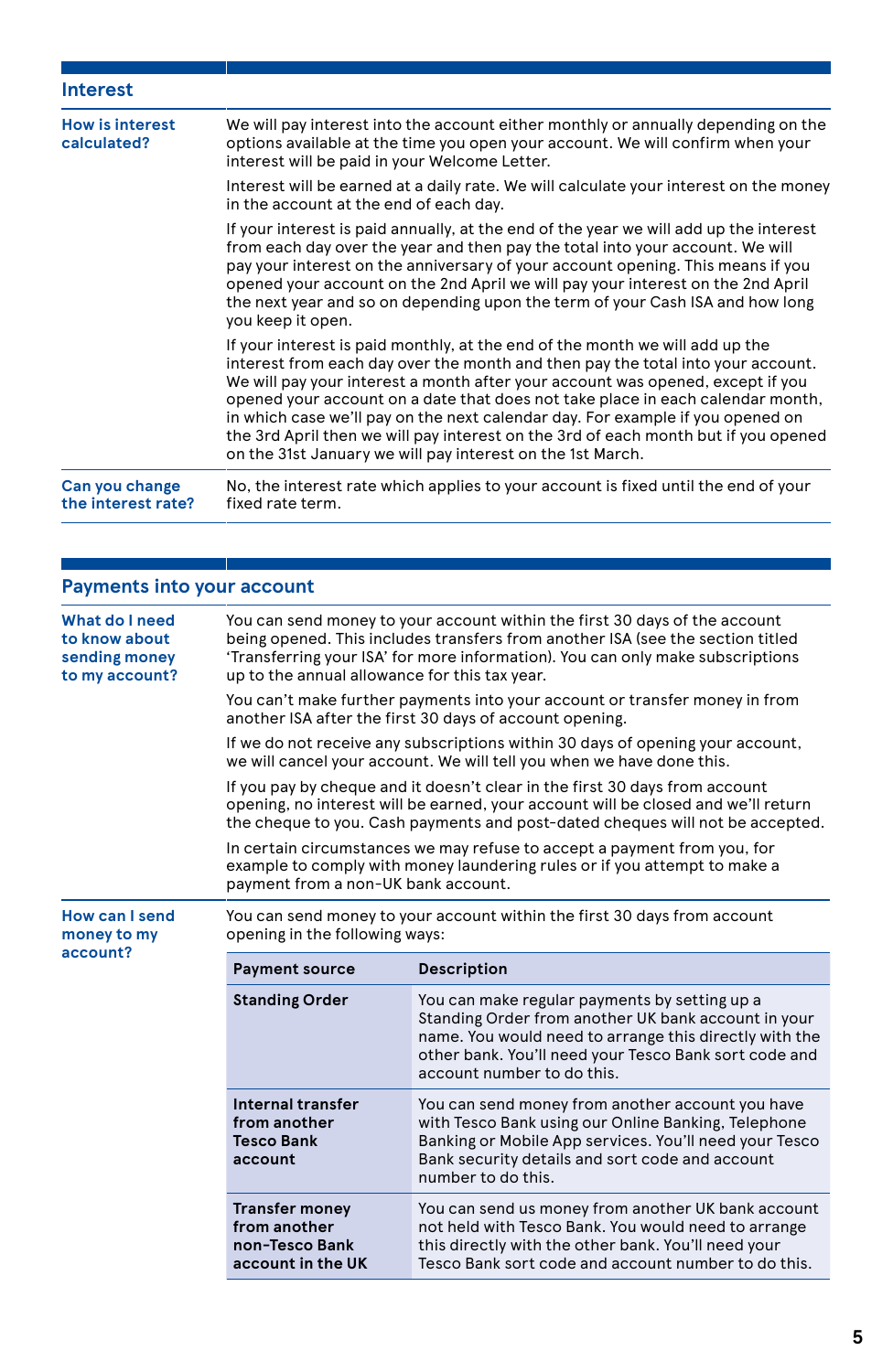## Interest

### How is interest calculated?

We will pay interest into the account either monthly or annually depending on the options available at the time you open your account. We will confirm when your interest will be paid in your Welcome Letter.

Interest will be earned at a daily rate. We will calculate your interest on the money in the account at the end of each day.

If your interest is paid annually, at the end of the year we will add up the interest from each day over the year and then pay the total into your account. We will pay your interest on the anniversary of your account opening. This means if you opened your account on the 2nd April we will pay your interest on the 2nd April the next year and so on depending upon the term of your Cash ISA and how long you keep it open.

If your interest is paid monthly, at the end of the month we will add up the interest from each day over the month and then pay the total into your account. We will pay your interest a month after your account was opened, except if you opened your account on a date that does not take place in each calendar month, in which case we'll pay on the next calendar day. For example if you opened on the 3rd April then we will pay interest on the 3rd of each month but if you opened on the 31st January we will pay interest on the 1st March.

### Can you change the interest rate?

No, the interest rate which applies to your account is fixed until the end of your fixed rate term.

## Payments into your account

### What do I need to know about sending money to my account?

You can send money to your account within the first 30 days of the account being opened. This includes transfers from another ISA (see the section titled 'Transferring your ISA' for more information). You can only make subscriptions up to the annual allowance for this tax year.

You can't make further payments into your account or transfer money in from another ISA after the first 30 days of account opening.

If we do not receive any subscriptions within 30 days of opening your account, we will cancel your account. We will tell you when we have done this.

If you pay by cheque and it doesn't clear in the first 30 days from account opening, no interest will be earned, your account will be closed and we'll return the cheque to you. Cash payments and post-dated cheques will not be accepted.

In certain circumstances we may refuse to accept a payment from you, for example to comply with money laundering rules or if you attempt to make a payment from a non-UK bank account.

### How can I send money to my account?

You can send money to your account within the first 30 days from account opening in the following ways:

| Payment source | Description |
|---|---|
| **Standing Order** | You can make regular payments by setting up a Standing Order from another UK bank account in your name. You would need to arrange this directly with the other bank. You'll need your Tesco Bank sort code and account number to do this. |
| **Internal transfer from another Tesco Bank account** | You can send money from another account you have with Tesco Bank using our Online Banking, Telephone Banking or Mobile App services. You'll need your Tesco Bank security details and sort code and account number to do this. |
| **Transfer money from another non-Tesco Bank account in the UK** | You can send us money from another UK bank account not held with Tesco Bank. You would need to arrange this directly with the other bank. You'll need your Tesco Bank sort code and account number to do this. |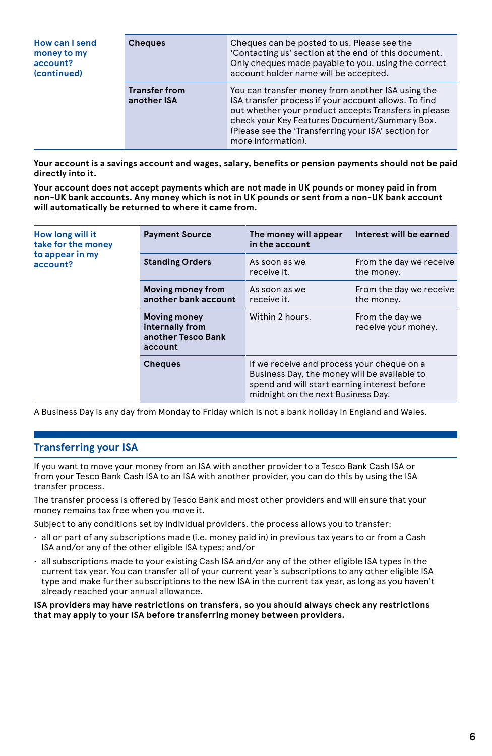| How can I send money to my account? (continued) | | |
|---|---|---|
| | **Cheques** | Cheques can be posted to us. Please see the 'Contacting us' section at the end of this document. Only cheques made payable to you, using the correct account holder name will be accepted. |
| | **Transfer from another ISA** | You can transfer money from another ISA using the ISA transfer process if your account allows. To find out whether your product accepts Transfers in please check your Key Features Document/Summary Box. (Please see the 'Transferring your ISA' section for more information). |

**Your account is a savings account and wages, salary, benefits or pension payments should not be paid directly into it.**

**Your account does not accept payments which are not made in UK pounds or money paid in from non-UK bank accounts. Any money which is not in UK pounds or sent from a non-UK bank account will automatically be returned to where it came from.**

| How long will it take for the money to appear in my account? | Payment Source | The money will appear in the account | Interest will be earned |
|---|---|---|---|
| | **Standing Orders** | As soon as we receive it. | From the day we receive the money. |
| | **Moving money from another bank account** | As soon as we receive it. | From the day we receive the money. |
| | **Moving money internally from another Tesco Bank account** | Within 2 hours. | From the day we receive your money. |
| | **Cheques** | If we receive and process your cheque on a Business Day, the money will be available to spend and will start earning interest before midnight on the next Business Day. | |

A Business Day is any day from Monday to Friday which is not a bank holiday in England and Wales.

## Transferring your ISA

If you want to move your money from an ISA with another provider to a Tesco Bank Cash ISA or from your Tesco Bank Cash ISA to an ISA with another provider, you can do this by using the ISA transfer process.

The transfer process is offered by Tesco Bank and most other providers and will ensure that your money remains tax free when you move it.

Subject to any conditions set by individual providers, the process allows you to transfer:

- all or part of any subscriptions made (i.e. money paid in) in previous tax years to or from a Cash ISA and/or any of the other eligible ISA types; and/or
- all subscriptions made to your existing Cash ISA and/or any of the other eligible ISA types in the current tax year. You can transfer all of your current year's subscriptions to any other eligible ISA type and make further subscriptions to the new ISA in the current tax year, as long as you haven't already reached your annual allowance.

**ISA providers may have restrictions on transfers, so you should always check any restrictions that may apply to your ISA before transferring money between providers.**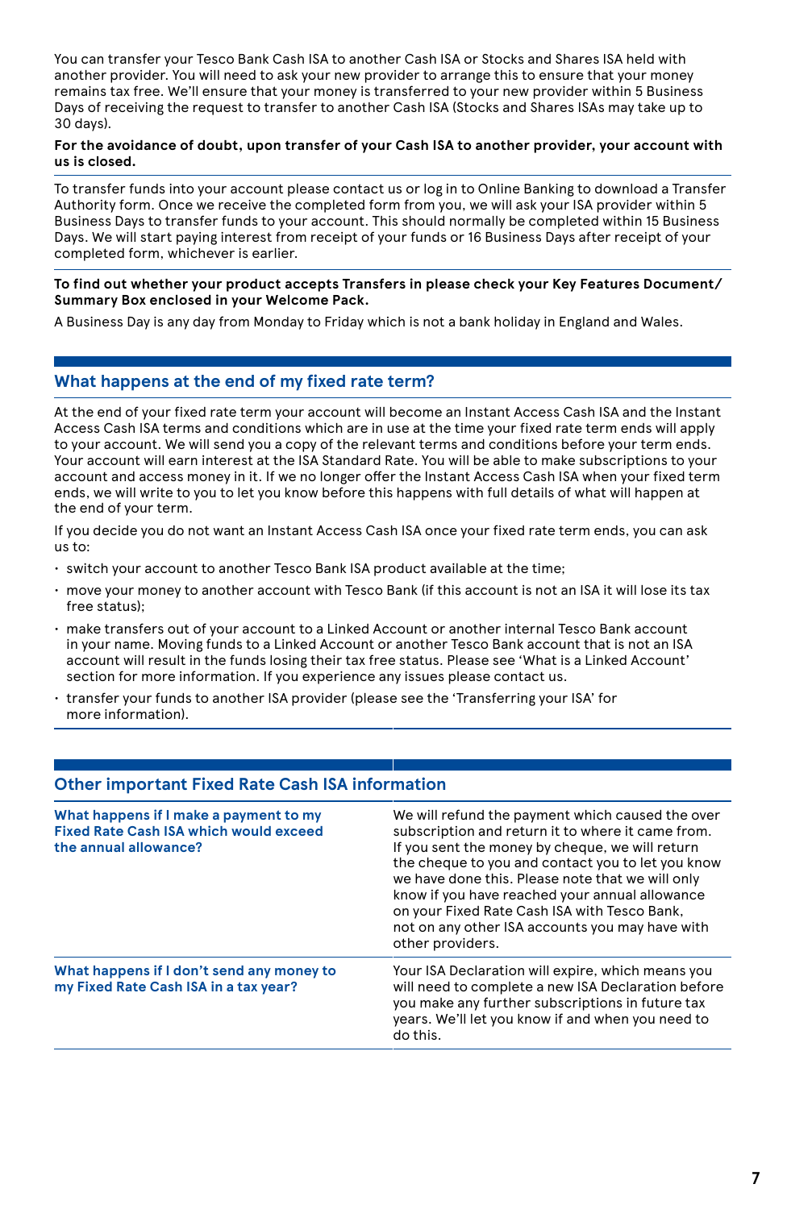You can transfer your Tesco Bank Cash ISA to another Cash ISA or Stocks and Shares ISA held with another provider. You will need to ask your new provider to arrange this to ensure that your money remains tax free. We'll ensure that your money is transferred to your new provider within 5 Business Days of receiving the request to transfer to another Cash ISA (Stocks and Shares ISAs may take up to 30 days).

**For the avoidance of doubt, upon transfer of your Cash ISA to another provider, your account with us is closed.**

To transfer funds into your account please contact us or log in to Online Banking to download a Transfer Authority form. Once we receive the completed form from you, we will ask your ISA provider within 5 Business Days to transfer funds to your account. This should normally be completed within 15 Business Days. We will start paying interest from receipt of your funds or 16 Business Days after receipt of your completed form, whichever is earlier.

**To find out whether your product accepts Transfers in please check your Key Features Document/ Summary Box enclosed in your Welcome Pack.**

A Business Day is any day from Monday to Friday which is not a bank holiday in England and Wales.

## What happens at the end of my fixed rate term?

At the end of your fixed rate term your account will become an Instant Access Cash ISA and the Instant Access Cash ISA terms and conditions which are in use at the time your fixed rate term ends will apply to your account. We will send you a copy of the relevant terms and conditions before your term ends. Your account will earn interest at the ISA Standard Rate. You will be able to make subscriptions to your account and access money in it. If we no longer offer the Instant Access Cash ISA when your fixed term ends, we will write to you to let you know before this happens with full details of what will happen at the end of your term.

If you decide you do not want an Instant Access Cash ISA once your fixed rate term ends, you can ask us to:

- switch your account to another Tesco Bank ISA product available at the time;
- move your money to another account with Tesco Bank (if this account is not an ISA it will lose its tax free status);
- make transfers out of your account to a Linked Account or another internal Tesco Bank account in your name. Moving funds to a Linked Account or another Tesco Bank account that is not an ISA account will result in the funds losing their tax free status. Please see 'What is a Linked Account' section for more information. If you experience any issues please contact us.
- transfer your funds to another ISA provider (please see the 'Transferring your ISA' for more information).

## Other important Fixed Rate Cash ISA information

| | |
|---|---|
| **What happens if I make a payment to my Fixed Rate Cash ISA which would exceed the annual allowance?** | We will refund the payment which caused the over subscription and return it to where it came from. If you sent the money by cheque, we will return the cheque to you and contact you to let you know we have done this. Please note that we will only know if you have reached your annual allowance on your Fixed Rate Cash ISA with Tesco Bank, not on any other ISA accounts you may have with other providers. |
| **What happens if I don't send any money to my Fixed Rate Cash ISA in a tax year?** | Your ISA Declaration will expire, which means you will need to complete a new ISA Declaration before you make any further subscriptions in future tax years. We'll let you know if and when you need to do this. |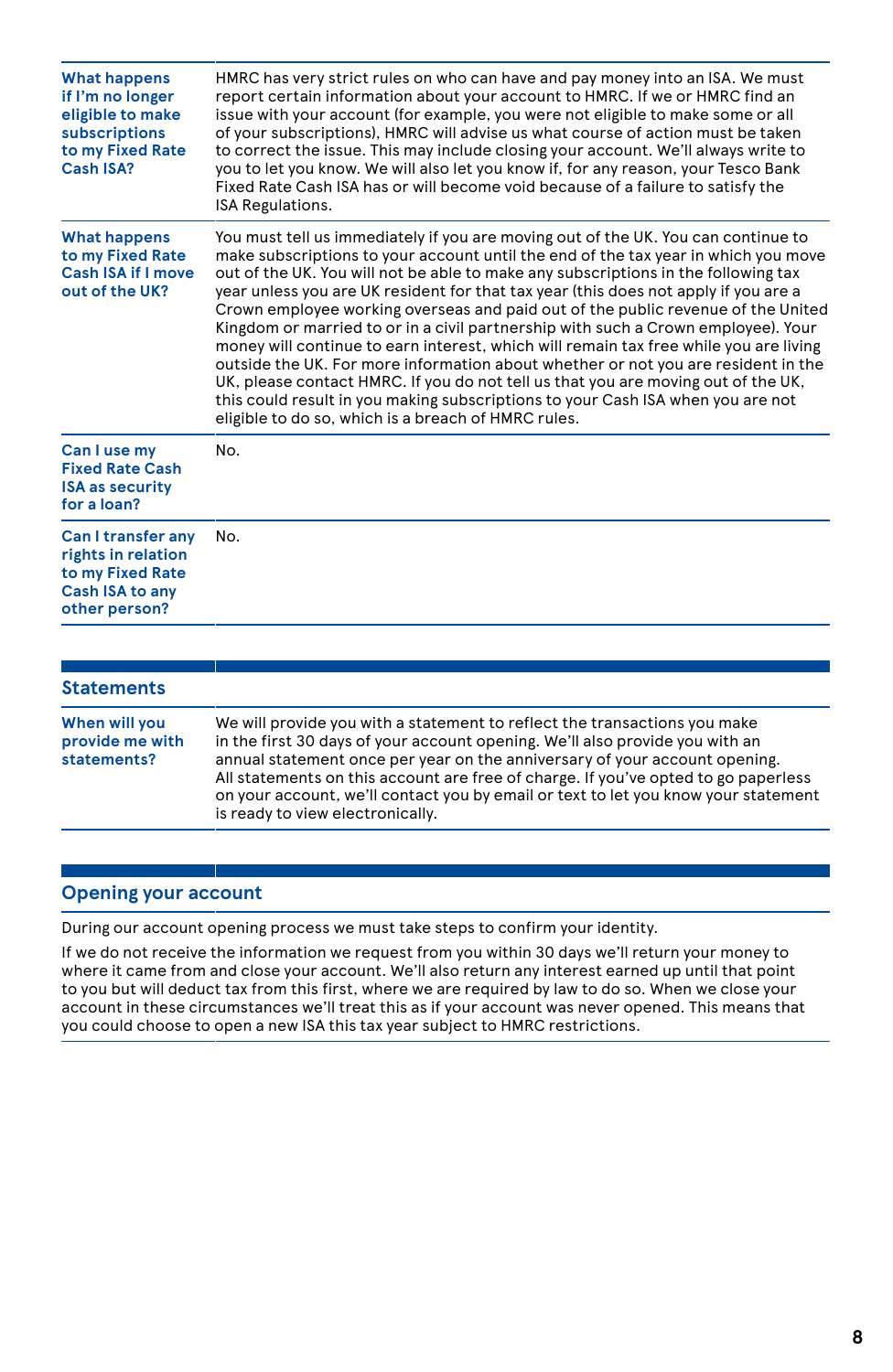| | |
|---|---|
| **What happens if I'm no longer eligible to make subscriptions to my Fixed Rate Cash ISA?** | HMRC has very strict rules on who can have and pay money into an ISA. We must report certain information about your account to HMRC. If we or HMRC find an issue with your account (for example, you were not eligible to make some or all of your subscriptions), HMRC will advise us what course of action must be taken to correct the issue. This may include closing your account. We'll always write to you to let you know. We will also let you know if, for any reason, your Tesco Bank Fixed Rate Cash ISA has or will become void because of a failure to satisfy the ISA Regulations. |
| **What happens to my Fixed Rate Cash ISA if I move out of the UK?** | You must tell us immediately if you are moving out of the UK. You can continue to make subscriptions to your account until the end of the tax year in which you move out of the UK. You will not be able to make any subscriptions in the following tax year unless you are UK resident for that tax year (this does not apply if you are a Crown employee working overseas and paid out of the public revenue of the United Kingdom or married to or in a civil partnership with such a Crown employee). Your money will continue to earn interest, which will remain tax free while you are living outside the UK. For more information about whether or not you are resident in the UK, please contact HMRC. If you do not tell us that you are moving out of the UK, this could result in you making subscriptions to your Cash ISA when you are not eligible to do so, which is a breach of HMRC rules. |
| **Can I use my Fixed Rate Cash ISA as security for a loan?** | No. |
| **Can I transfer any rights in relation to my Fixed Rate Cash ISA to any other person?** | No. |

## Statements

| | |
|---|---|
| **When will you provide me with statements?** | We will provide you with a statement to reflect the transactions you make in the first 30 days of your account opening. We'll also provide you with an annual statement once per year on the anniversary of your account opening. All statements on this account are free of charge. If you've opted to go paperless on your account, we'll contact you by email or text to let you know your statement is ready to view electronically. |

## Opening your account

During our account opening process we must take steps to confirm your identity.

If we do not receive the information we request from you within 30 days we'll return your money to where it came from and close your account. We'll also return any interest earned up until that point to you but will deduct tax from this first, where we are required by law to do so. When we close your account in these circumstances we'll treat this as if your account was never opened. This means that you could choose to open a new ISA this tax year subject to HMRC restrictions.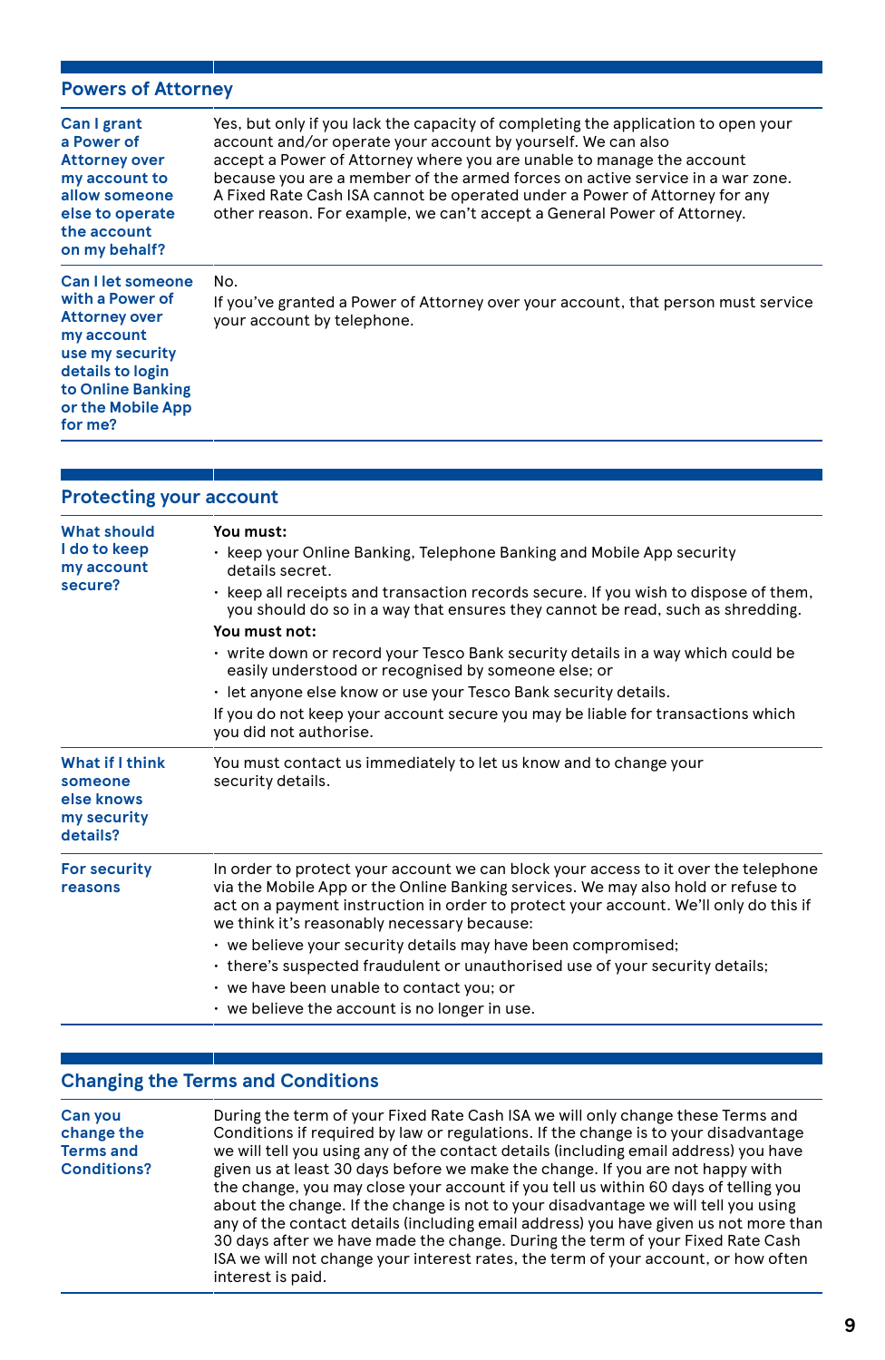## Powers of Attorney

| | |
|---|---|
| **Can I grant a Power of Attorney over my account to allow someone else to operate the account on my behalf?** | Yes, but only if you lack the capacity of completing the application to open your account and/or operate your account by yourself. We can also accept a Power of Attorney where you are unable to manage the account because you are a member of the armed forces on active service in a war zone. A Fixed Rate Cash ISA cannot be operated under a Power of Attorney for any other reason. For example, we can't accept a General Power of Attorney. |
| **Can I let someone with a Power of Attorney over my account use my security details to login to Online Banking or the Mobile App for me?** | No.<br>If you've granted a Power of Attorney over your account, that person must service your account by telephone. |

## Protecting your account

| | |
|---|---|
| **What should I do to keep my account secure?** | **You must:**<br>• keep your Online Banking, Telephone Banking and Mobile App security details secret.<br>• keep all receipts and transaction records secure. If you wish to dispose of them, you should do so in a way that ensures they cannot be read, such as shredding.<br>**You must not:**<br>• write down or record your Tesco Bank security details in a way which could be easily understood or recognised by someone else; or<br>• let anyone else know or use your Tesco Bank security details.<br>If you do not keep your account secure you may be liable for transactions which you did not authorise. |
| **What if I think someone else knows my security details?** | You must contact us immediately to let us know and to change your security details. |
| **For security reasons** | In order to protect your account we can block your access to it over the telephone via the Mobile App or the Online Banking services. We may also hold or refuse to act on a payment instruction in order to protect your account. We'll only do this if we think it's reasonably necessary because:<br>• we believe your security details may have been compromised;<br>• there's suspected fraudulent or unauthorised use of your security details;<br>• we have been unable to contact you; or<br>• we believe the account is no longer in use. |

## Changing the Terms and Conditions

| | |
|---|---|
| **Can you change the Terms and Conditions?** | During the term of your Fixed Rate Cash ISA we will only change these Terms and Conditions if required by law or regulations. If the change is to your disadvantage we will tell you using any of the contact details (including email address) you have given us at least 30 days before we make the change. If you are not happy with the change, you may close your account if you tell us within 60 days of telling you about the change. If the change is not to your disadvantage we will tell you using any of the contact details (including email address) you have given us not more than 30 days after we have made the change. During the term of your Fixed Rate Cash ISA we will not change your interest rates, the term of your account, or how often interest is paid. |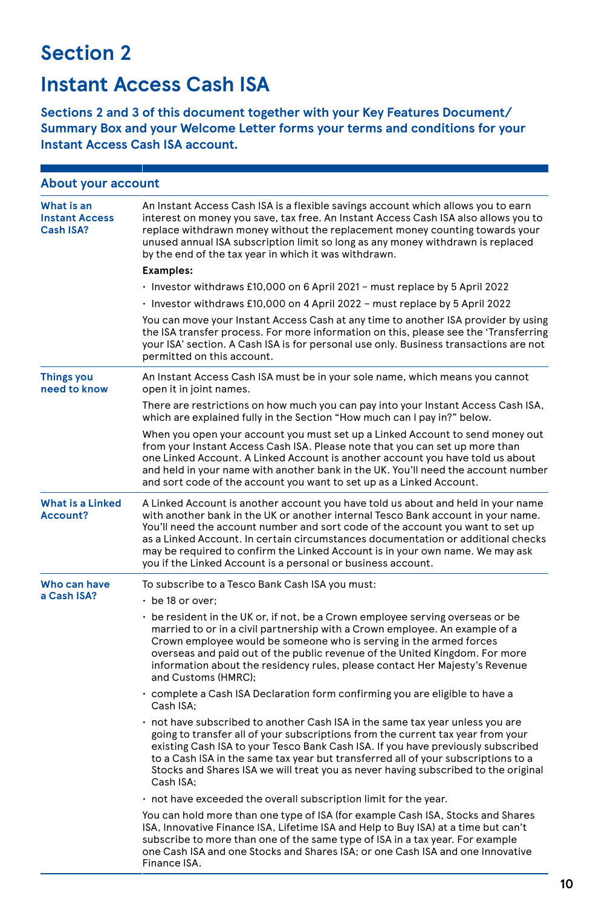# Section 2

# Instant Access Cash ISA

**Sections 2 and 3 of this document together with your Key Features Document/ Summary Box and your Welcome Letter forms your terms and conditions for your Instant Access Cash ISA account.**

## About your account

### What is an Instant Access Cash ISA?

An Instant Access Cash ISA is a flexible savings account which allows you to earn interest on money you save, tax free. An Instant Access Cash ISA also allows you to replace withdrawn money without the replacement money counting towards your unused annual ISA subscription limit so long as any money withdrawn is replaced by the end of the tax year in which it was withdrawn.

**Examples:**

- Investor withdraws £10,000 on 6 April 2021 – must replace by 5 April 2022
- Investor withdraws £10,000 on 4 April 2022 – must replace by 5 April 2022

You can move your Instant Access Cash at any time to another ISA provider by using the ISA transfer process. For more information on this, please see the 'Transferring your ISA' section. A Cash ISA is for personal use only. Business transactions are not permitted on this account.

### Things you need to know

An Instant Access Cash ISA must be in your sole name, which means you cannot open it in joint names.

There are restrictions on how much you can pay into your Instant Access Cash ISA, which are explained fully in the Section "How much can I pay in?" below.

When you open your account you must set up a Linked Account to send money out from your Instant Access Cash ISA. Please note that you can set up more than one Linked Account. A Linked Account is another account you have told us about and held in your name with another bank in the UK. You'll need the account number and sort code of the account you want to set up as a Linked Account.

### What is a Linked Account?

A Linked Account is another account you have told us about and held in your name with another bank in the UK or another internal Tesco Bank account in your name. You'll need the account number and sort code of the account you want to set up as a Linked Account. In certain circumstances documentation or additional checks may be required to confirm the Linked Account is in your own name. We may ask you if the Linked Account is a personal or business account.

### Who can have a Cash ISA?

To subscribe to a Tesco Bank Cash ISA you must:

- be 18 or over;
- be resident in the UK or, if not, be a Crown employee serving overseas or be married to or in a civil partnership with a Crown employee. An example of a Crown employee would be someone who is serving in the armed forces overseas and paid out of the public revenue of the United Kingdom. For more information about the residency rules, please contact Her Majesty's Revenue and Customs (HMRC);
- complete a Cash ISA Declaration form confirming you are eligible to have a Cash ISA;
- not have subscribed to another Cash ISA in the same tax year unless you are going to transfer all of your subscriptions from the current tax year from your existing Cash ISA to your Tesco Bank Cash ISA. If you have previously subscribed to a Cash ISA in the same tax year but transferred all of your subscriptions to a Stocks and Shares ISA we will treat you as never having subscribed to the original Cash ISA;
- not have exceeded the overall subscription limit for the year.

You can hold more than one type of ISA (for example Cash ISA, Stocks and Shares ISA, Innovative Finance ISA, Lifetime ISA and Help to Buy ISA) at a time but can't subscribe to more than one of the same type of ISA in a tax year. For example one Cash ISA and one Stocks and Shares ISA; or one Cash ISA and one Innovative Finance ISA.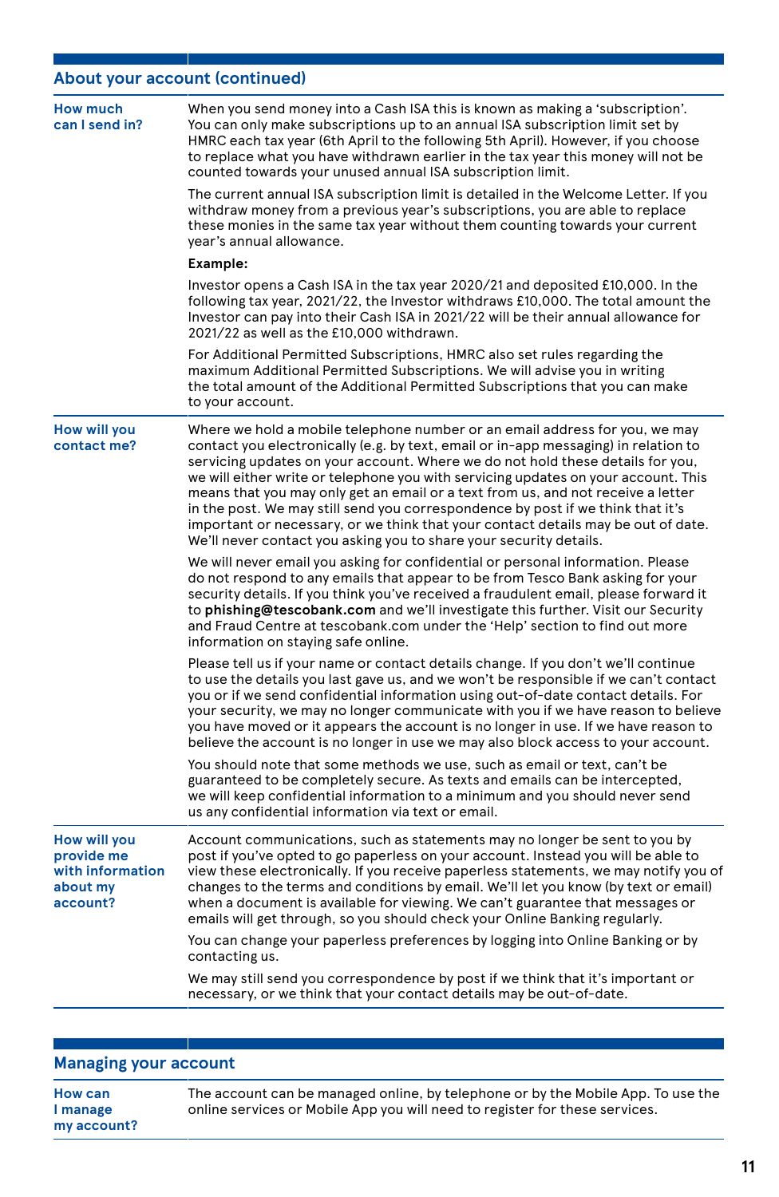## About your account (continued)

### How much can I send in?

When you send money into a Cash ISA this is known as making a 'subscription'. You can only make subscriptions up to an annual ISA subscription limit set by HMRC each tax year (6th April to the following 5th April). However, if you choose to replace what you have withdrawn earlier in the tax year this money will not be counted towards your unused annual ISA subscription limit.

The current annual ISA subscription limit is detailed in the Welcome Letter. If you withdraw money from a previous year's subscriptions, you are able to replace these monies in the same tax year without them counting towards your current year's annual allowance.

**Example:**

Investor opens a Cash ISA in the tax year 2020/21 and deposited £10,000. In the following tax year, 2021/22, the Investor withdraws £10,000. The total amount the Investor can pay into their Cash ISA in 2021/22 will be their annual allowance for 2021/22 as well as the £10,000 withdrawn.

For Additional Permitted Subscriptions, HMRC also set rules regarding the maximum Additional Permitted Subscriptions. We will advise you in writing the total amount of the Additional Permitted Subscriptions that you can make to your account.

### How will you contact me?

Where we hold a mobile telephone number or an email address for you, we may contact you electronically (e.g. by text, email or in-app messaging) in relation to servicing updates on your account. Where we do not hold these details for you, we will either write or telephone you with servicing updates on your account. This means that you may only get an email or a text from us, and not receive a letter in the post. We may still send you correspondence by post if we think that it's important or necessary, or we think that your contact details may be out of date. We'll never contact you asking you to share your security details.

We will never email you asking for confidential or personal information. Please do not respond to any emails that appear to be from Tesco Bank asking for your security details. If you think you've received a fraudulent email, please forward it to **phishing@tescobank.com** and we'll investigate this further. Visit our Security and Fraud Centre at tescobank.com under the 'Help' section to find out more information on staying safe online.

Please tell us if your name or contact details change. If you don't we'll continue to use the details you last gave us, and we won't be responsible if we can't contact you or if we send confidential information using out-of-date contact details. For your security, we may no longer communicate with you if we have reason to believe you have moved or it appears the account is no longer in use. If we have reason to believe the account is no longer in use we may also block access to your account.

You should note that some methods we use, such as email or text, can't be guaranteed to be completely secure. As texts and emails can be intercepted, we will keep confidential information to a minimum and you should never send us any confidential information via text or email.

### How will you provide me with information about my account?

Account communications, such as statements may no longer be sent to you by post if you've opted to go paperless on your account. Instead you will be able to view these electronically. If you receive paperless statements, we may notify you of changes to the terms and conditions by email. We'll let you know (by text or email) when a document is available for viewing. We can't guarantee that messages or emails will get through, so you should check your Online Banking regularly.

You can change your paperless preferences by logging into Online Banking or by contacting us.

We may still send you correspondence by post if we think that it's important or necessary, or we think that your contact details may be out-of-date.

## Managing your account

### How can I manage my account?

The account can be managed online, by telephone or by the Mobile App. To use the online services or Mobile App you will need to register for these services.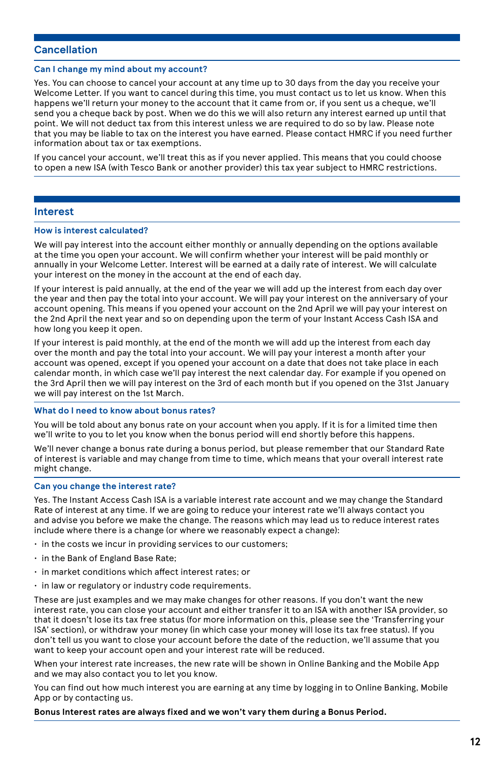## Cancellation

### Can I change my mind about my account?

Yes. You can choose to cancel your account at any time up to 30 days from the day you receive your Welcome Letter. If you want to cancel during this time, you must contact us to let us know. When this happens we'll return your money to the account that it came from or, if you sent us a cheque, we'll send you a cheque back by post. When we do this we will also return any interest earned up until that point. We will not deduct tax from this interest unless we are required to do so by law. Please note that you may be liable to tax on the interest you have earned. Please contact HMRC if you need further information about tax or tax exemptions.

If you cancel your account, we'll treat this as if you never applied. This means that you could choose to open a new ISA (with Tesco Bank or another provider) this tax year subject to HMRC restrictions.

## Interest

### How is interest calculated?

We will pay interest into the account either monthly or annually depending on the options available at the time you open your account. We will confirm whether your interest will be paid monthly or annually in your Welcome Letter. Interest will be earned at a daily rate of interest. We will calculate your interest on the money in the account at the end of each day.

If your interest is paid annually, at the end of the year we will add up the interest from each day over the year and then pay the total into your account. We will pay your interest on the anniversary of your account opening. This means if you opened your account on the 2nd April we will pay your interest on the 2nd April the next year and so on depending upon the term of your Instant Access Cash ISA and how long you keep it open.

If your interest is paid monthly, at the end of the month we will add up the interest from each day over the month and pay the total into your account. We will pay your interest a month after your account was opened, except if you opened your account on a date that does not take place in each calendar month, in which case we'll pay interest the next calendar day. For example if you opened on the 3rd April then we will pay interest on the 3rd of each month but if you opened on the 31st January we will pay interest on the 1st March.

### What do I need to know about bonus rates?

You will be told about any bonus rate on your account when you apply. If it is for a limited time then we'll write to you to let you know when the bonus period will end shortly before this happens.

We'll never change a bonus rate during a bonus period, but please remember that our Standard Rate of interest is variable and may change from time to time, which means that your overall interest rate might change.

### Can you change the interest rate?

Yes. The Instant Access Cash ISA is a variable interest rate account and we may change the Standard Rate of interest at any time. If we are going to reduce your interest rate we'll always contact you and advise you before we make the change. The reasons which may lead us to reduce interest rates include where there is a change (or where we reasonably expect a change):

- in the costs we incur in providing services to our customers;
- in the Bank of England Base Rate;
- in market conditions which affect interest rates; or
- in law or regulatory or industry code requirements.

These are just examples and we may make changes for other reasons. If you don't want the new interest rate, you can close your account and either transfer it to an ISA with another ISA provider, so that it doesn't lose its tax free status (for more information on this, please see the 'Transferring your ISA' section), or withdraw your money (in which case your money will lose its tax free status). If you don't tell us you want to close your account before the date of the reduction, we'll assume that you want to keep your account open and your interest rate will be reduced.

When your interest rate increases, the new rate will be shown in Online Banking and the Mobile App and we may also contact you to let you know.

You can find out how much interest you are earning at any time by logging in to Online Banking, Mobile App or by contacting us.

**Bonus Interest rates are always fixed and we won't vary them during a Bonus Period.**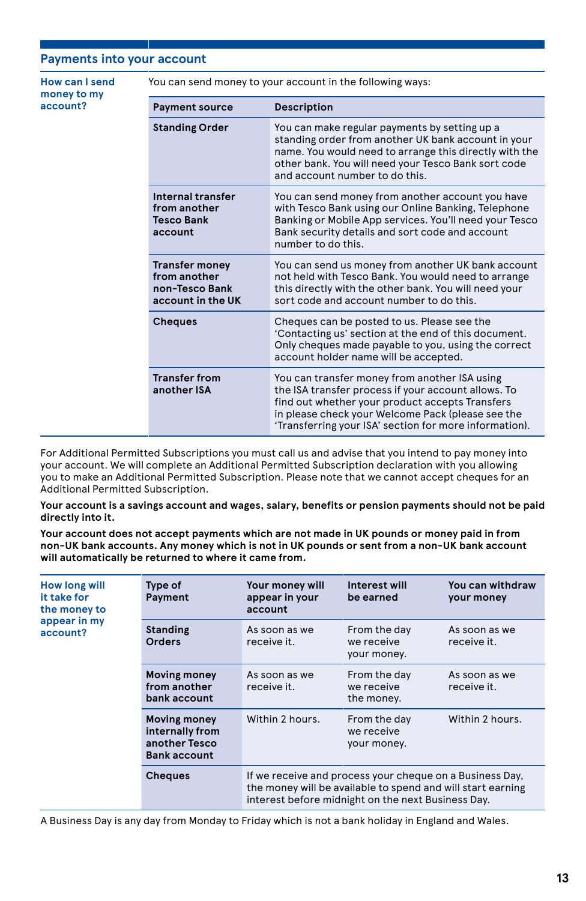## Payments into your account

**How can I send money to my account?**

You can send money to your account in the following ways:

| Payment source | Description |
|---|---|
| **Standing Order** | You can make regular payments by setting up a standing order from another UK bank account in your name. You would need to arrange this directly with the other bank. You will need your Tesco Bank sort code and account number to do this. |
| **Internal transfer from another Tesco Bank account** | You can send money from another account you have with Tesco Bank using our Online Banking, Telephone Banking or Mobile App services. You'll need your Tesco Bank security details and sort code and account number to do this. |
| **Transfer money from another non-Tesco Bank account in the UK** | You can send us money from another UK bank account not held with Tesco Bank. You would need to arrange this directly with the other bank. You will need your sort code and account number to do this. |
| **Cheques** | Cheques can be posted to us. Please see the 'Contacting us' section at the end of this document. Only cheques made payable to you, using the correct account holder name will be accepted. |
| **Transfer from another ISA** | You can transfer money from another ISA using the ISA transfer process if your account allows. To find out whether your product accepts Transfers in please check your Welcome Pack (please see the 'Transferring your ISA' section for more information). |

For Additional Permitted Subscriptions you must call us and advise that you intend to pay money into your account. We will complete an Additional Permitted Subscription declaration with you allowing you to make an Additional Permitted Subscription. Please note that we cannot accept cheques for an Additional Permitted Subscription.

**Your account is a savings account and wages, salary, benefits or pension payments should not be paid directly into it.**

**Your account does not accept payments which are not made in UK pounds or money paid in from non-UK bank accounts. Any money which is not in UK pounds or sent from a non-UK bank account will automatically be returned to where it came from.**

**How long will it take for the money to appear in my account?**

| Type of Payment | Your money will appear in your account | Interest will be earned | You can withdraw your money |
|---|---|---|---|
| **Standing Orders** | As soon as we receive it. | From the day we receive your money. | As soon as we receive it. |
| **Moving money from another bank account** | As soon as we receive it. | From the day we receive the money. | As soon as we receive it. |
| **Moving money internally from another Tesco Bank account** | Within 2 hours. | From the day we receive your money. | Within 2 hours. |
| **Cheques** | If we receive and process your cheque on a Business Day, the money will be available to spend and will start earning interest before midnight on the next Business Day. | | |

A Business Day is any day from Monday to Friday which is not a bank holiday in England and Wales.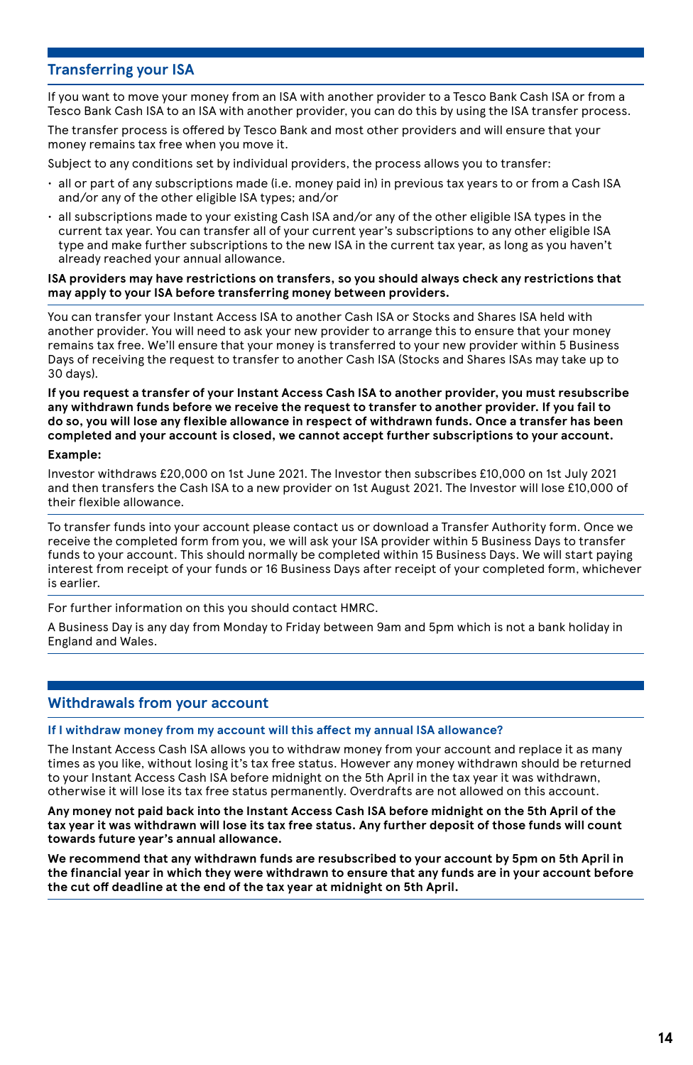## Transferring your ISA

If you want to move your money from an ISA with another provider to a Tesco Bank Cash ISA or from a Tesco Bank Cash ISA to an ISA with another provider, you can do this by using the ISA transfer process.

The transfer process is offered by Tesco Bank and most other providers and will ensure that your money remains tax free when you move it.

Subject to any conditions set by individual providers, the process allows you to transfer:

- all or part of any subscriptions made (i.e. money paid in) in previous tax years to or from a Cash ISA and/or any of the other eligible ISA types; and/or
- all subscriptions made to your existing Cash ISA and/or any of the other eligible ISA types in the current tax year. You can transfer all of your current year's subscriptions to any other eligible ISA type and make further subscriptions to the new ISA in the current tax year, as long as you haven't already reached your annual allowance.

**ISA providers may have restrictions on transfers, so you should always check any restrictions that may apply to your ISA before transferring money between providers.**

You can transfer your Instant Access ISA to another Cash ISA or Stocks and Shares ISA held with another provider. You will need to ask your new provider to arrange this to ensure that your money remains tax free. We'll ensure that your money is transferred to your new provider within 5 Business Days of receiving the request to transfer to another Cash ISA (Stocks and Shares ISAs may take up to 30 days).

**If you request a transfer of your Instant Access Cash ISA to another provider, you must resubscribe any withdrawn funds before we receive the request to transfer to another provider. If you fail to do so, you will lose any flexible allowance in respect of withdrawn funds. Once a transfer has been completed and your account is closed, we cannot accept further subscriptions to your account.**

**Example:**

Investor withdraws £20,000 on 1st June 2021. The Investor then subscribes £10,000 on 1st July 2021 and then transfers the Cash ISA to a new provider on 1st August 2021. The Investor will lose £10,000 of their flexible allowance.

To transfer funds into your account please contact us or download a Transfer Authority form. Once we receive the completed form from you, we will ask your ISA provider within 5 Business Days to transfer funds to your account. This should normally be completed within 15 Business Days. We will start paying interest from receipt of your funds or 16 Business Days after receipt of your completed form, whichever is earlier.

For further information on this you should contact HMRC.

A Business Day is any day from Monday to Friday between 9am and 5pm which is not a bank holiday in England and Wales.

## Withdrawals from your account

### If I withdraw money from my account will this affect my annual ISA allowance?

The Instant Access Cash ISA allows you to withdraw money from your account and replace it as many times as you like, without losing it's tax free status. However any money withdrawn should be returned to your Instant Access Cash ISA before midnight on the 5th April in the tax year it was withdrawn, otherwise it will lose its tax free status permanently. Overdrafts are not allowed on this account.

**Any money not paid back into the Instant Access Cash ISA before midnight on the 5th April of the tax year it was withdrawn will lose its tax free status. Any further deposit of those funds will count towards future year's annual allowance.**

**We recommend that any withdrawn funds are resubscribed to your account by 5pm on 5th April in the financial year in which they were withdrawn to ensure that any funds are in your account before the cut off deadline at the end of the tax year at midnight on 5th April.**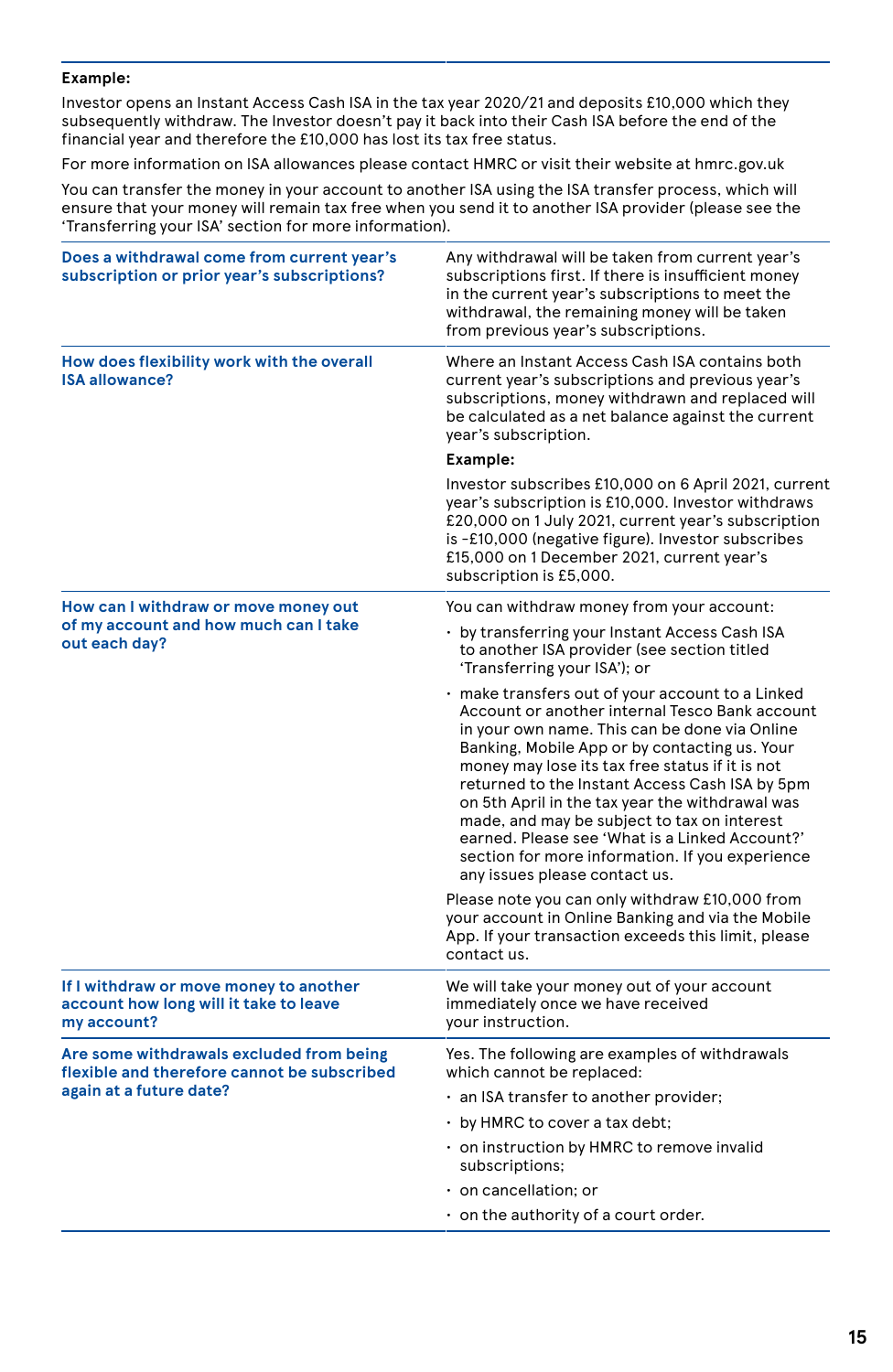**Example:**

Investor opens an Instant Access Cash ISA in the tax year 2020/21 and deposits £10,000 which they subsequently withdraw. The Investor doesn't pay it back into their Cash ISA before the end of the financial year and therefore the £10,000 has lost its tax free status.

For more information on ISA allowances please contact HMRC or visit their website at hmrc.gov.uk

You can transfer the money in your account to another ISA using the ISA transfer process, which will ensure that your money will remain tax free when you send it to another ISA provider (please see the 'Transferring your ISA' section for more information).

| | |
|---|---|
| **Does a withdrawal come from current year's subscription or prior year's subscriptions?** | Any withdrawal will be taken from current year's subscriptions first. If there is insufficient money in the current year's subscriptions to meet the withdrawal, the remaining money will be taken from previous year's subscriptions. |
| **How does flexibility work with the overall ISA allowance?** | Where an Instant Access Cash ISA contains both current year's subscriptions and previous year's subscriptions, money withdrawn and replaced will be calculated as a net balance against the current year's subscription.<br><br>**Example:**<br><br>Investor subscribes £10,000 on 6 April 2021, current year's subscription is £10,000. Investor withdraws £20,000 on 1 July 2021, current year's subscription is -£10,000 (negative figure). Investor subscribes £15,000 on 1 December 2021, current year's subscription is £5,000. |
| **How can I withdraw or move money out of my account and how much can I take out each day?** | You can withdraw money from your account:<br><br>• by transferring your Instant Access Cash ISA to another ISA provider (see section titled 'Transferring your ISA'); or<br><br>• make transfers out of your account to a Linked Account or another internal Tesco Bank account in your own name. This can be done via Online Banking, Mobile App or by contacting us. Your money may lose its tax free status if it is not returned to the Instant Access Cash ISA by 5pm on 5th April in the tax year the withdrawal was made, and may be subject to tax on interest earned. Please see 'What is a Linked Account?' section for more information. If you experience any issues please contact us.<br><br>Please note you can only withdraw £10,000 from your account in Online Banking and via the Mobile App. If your transaction exceeds this limit, please contact us. |
| **If I withdraw or move money to another account how long will it take to leave my account?** | We will take your money out of your account immediately once we have received your instruction. |
| **Are some withdrawals excluded from being flexible and therefore cannot be subscribed again at a future date?** | Yes. The following are examples of withdrawals which cannot be replaced:<br><br>• an ISA transfer to another provider;<br><br>• by HMRC to cover a tax debt;<br><br>• on instruction by HMRC to remove invalid subscriptions;<br><br>• on cancellation; or<br><br>• on the authority of a court order. |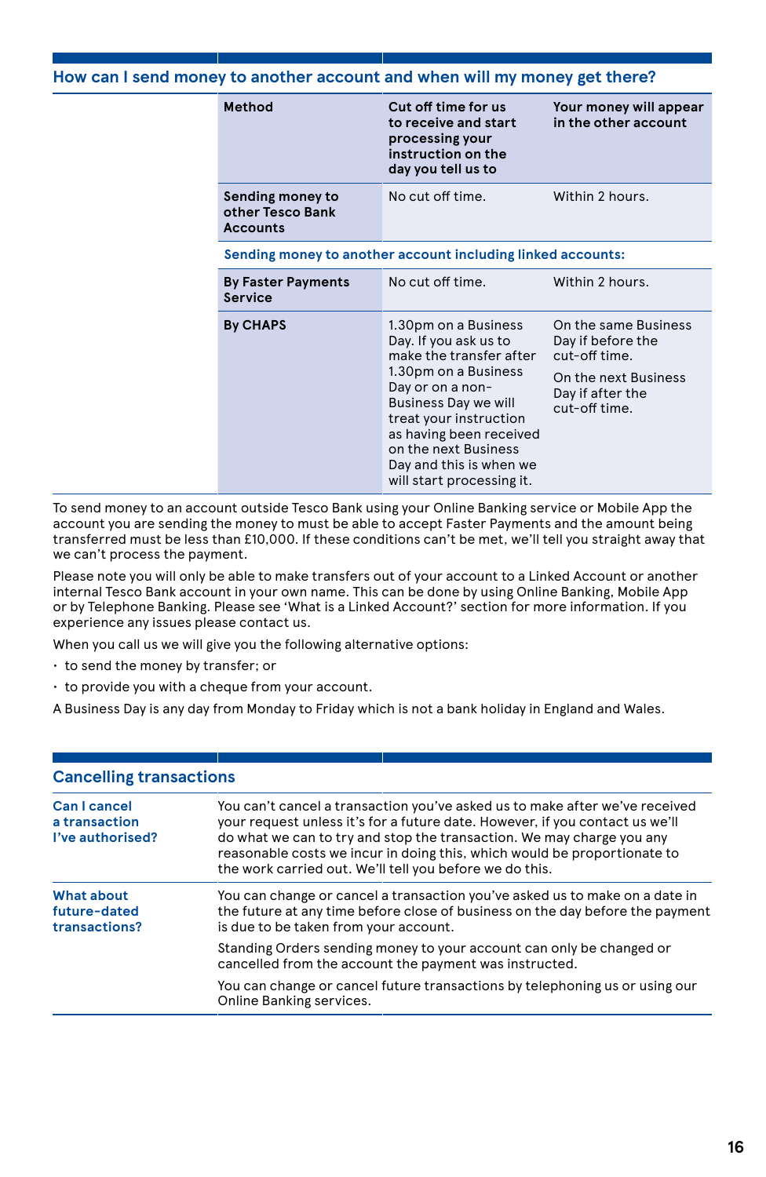## How can I send money to another account and when will my money get there?

| Method | Cut off time for us to receive and start processing your instruction on the day you tell us to | Your money will appear in the other account |
|---|---|---|
| Sending money to other Tesco Bank Accounts | No cut off time. | Within 2 hours. |
| **Sending money to another account including linked accounts:** | | |
| By Faster Payments Service | No cut off time. | Within 2 hours. |
| By CHAPS | 1.30pm on a Business Day. If you ask us to make the transfer after 1.30pm on a Business Day or on a non-Business Day we will treat your instruction as having been received on the next Business Day and this is when we will start processing it. | On the same Business Day if before the cut-off time. On the next Business Day if after the cut-off time. |

To send money to an account outside Tesco Bank using your Online Banking service or Mobile App the account you are sending the money to must be able to accept Faster Payments and the amount being transferred must be less than £10,000. If these conditions can't be met, we'll tell you straight away that we can't process the payment.

Please note you will only be able to make transfers out of your account to a Linked Account or another internal Tesco Bank account in your own name. This can be done by using Online Banking, Mobile App or by Telephone Banking. Please see 'What is a Linked Account?' section for more information. If you experience any issues please contact us.

When you call us we will give you the following alternative options:

- to send the money by transfer; or
- to provide you with a cheque from your account.

A Business Day is any day from Monday to Friday which is not a bank holiday in England and Wales.

## Cancelling transactions

**Can I cancel a transaction I've authorised?**

You can't cancel a transaction you've asked us to make after we've received your request unless it's for a future date. However, if you contact us we'll do what we can to try and stop the transaction. We may charge you any reasonable costs we incur in doing this, which would be proportionate to the work carried out. We'll tell you before we do this.

**What about future-dated transactions?**

You can change or cancel a transaction you've asked us to make on a date in the future at any time before close of business on the day before the payment is due to be taken from your account.

Standing Orders sending money to your account can only be changed or cancelled from the account the payment was instructed.

You can change or cancel future transactions by telephoning us or using our Online Banking services.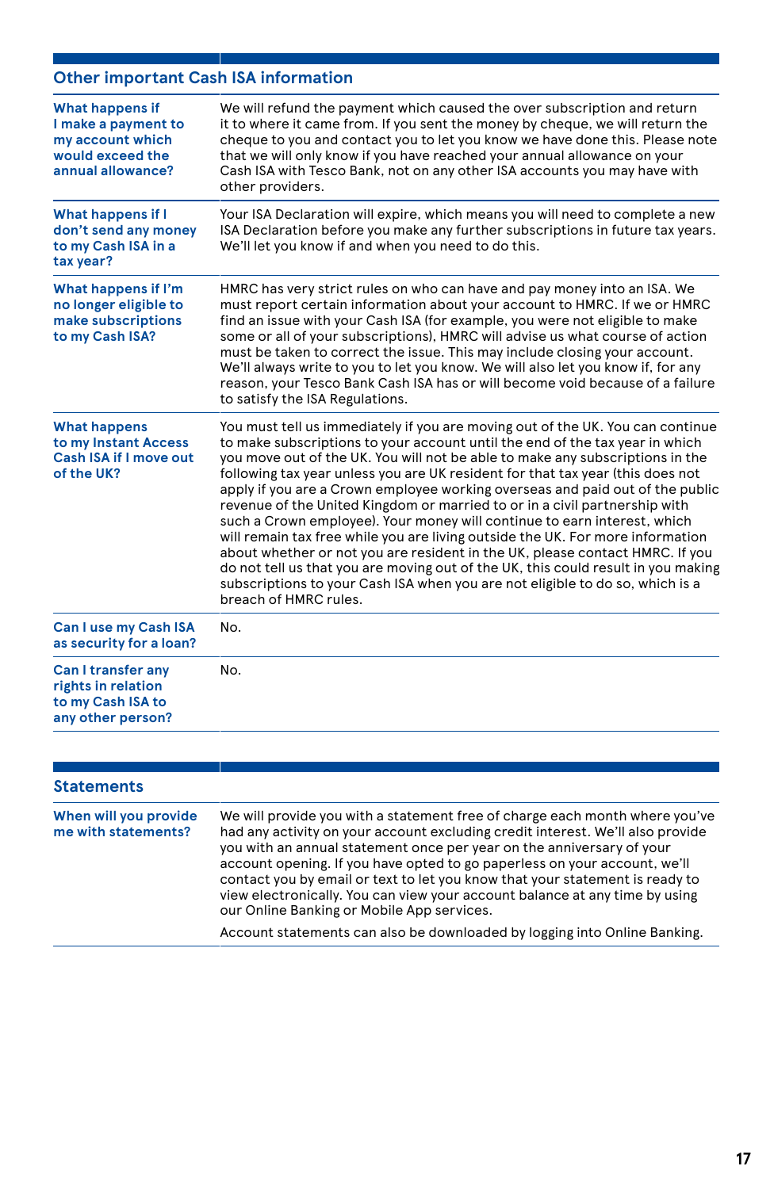## Other important Cash ISA information

| | |
|---|---|
| **What happens if I make a payment to my account which would exceed the annual allowance?** | We will refund the payment which caused the over subscription and return it to where it came from. If you sent the money by cheque, we will return the cheque to you and contact you to let you know we have done this. Please note that we will only know if you have reached your annual allowance on your Cash ISA with Tesco Bank, not on any other ISA accounts you may have with other providers. |
| **What happens if I don't send any money to my Cash ISA in a tax year?** | Your ISA Declaration will expire, which means you will need to complete a new ISA Declaration before you make any further subscriptions in future tax years. We'll let you know if and when you need to do this. |
| **What happens if I'm no longer eligible to make subscriptions to my Cash ISA?** | HMRC has very strict rules on who can have and pay money into an ISA. We must report certain information about your account to HMRC. If we or HMRC find an issue with your Cash ISA (for example, you were not eligible to make some or all of your subscriptions), HMRC will advise us what course of action must be taken to correct the issue. This may include closing your account. We'll always write to you to let you know. We will also let you know if, for any reason, your Tesco Bank Cash ISA has or will become void because of a failure to satisfy the ISA Regulations. |
| **What happens to my Instant Access Cash ISA if I move out of the UK?** | You must tell us immediately if you are moving out of the UK. You can continue to make subscriptions to your account until the end of the tax year in which you move out of the UK. You will not be able to make any subscriptions in the following tax year unless you are UK resident for that tax year (this does not apply if you are a Crown employee working overseas and paid out of the public revenue of the United Kingdom or married to or in a civil partnership with such a Crown employee). Your money will continue to earn interest, which will remain tax free while you are living outside the UK. For more information about whether or not you are resident in the UK, please contact HMRC. If you do not tell us that you are moving out of the UK, this could result in you making subscriptions to your Cash ISA when you are not eligible to do so, which is a breach of HMRC rules. |
| **Can I use my Cash ISA as security for a loan?** | No. |
| **Can I transfer any rights in relation to my Cash ISA to any other person?** | No. |

## Statements

| | |
|---|---|
| **When will you provide me with statements?** | We will provide you with a statement free of charge each month where you've had any activity on your account excluding credit interest. We'll also provide you with an annual statement once per year on the anniversary of your account opening. If you have opted to go paperless on your account, we'll contact you by email or text to let you know that your statement is ready to view electronically. You can view your account balance at any time by using our Online Banking or Mobile App services.<br><br>Account statements can also be downloaded by logging into Online Banking. |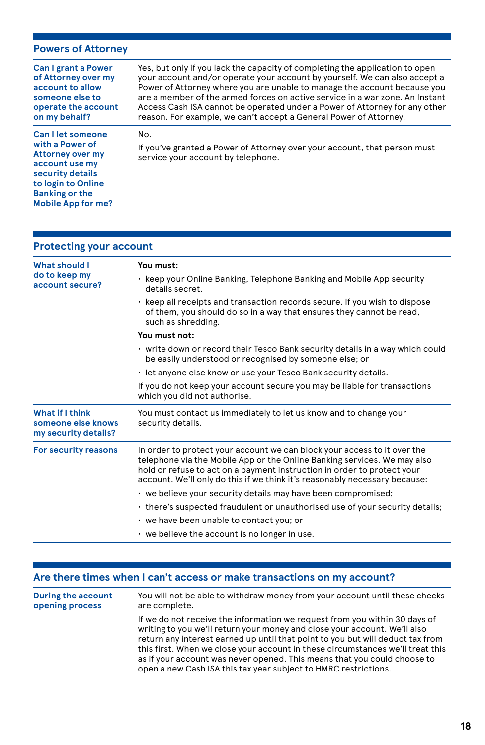## Powers of Attorney

**Can I grant a Power of Attorney over my account to allow someone else to operate the account on my behalf?**

Yes, but only if you lack the capacity of completing the application to open your account and/or operate your account by yourself. We can also accept a Power of Attorney where you are unable to manage the account because you are a member of the armed forces on active service in a war zone. An Instant Access Cash ISA cannot be operated under a Power of Attorney for any other reason. For example, we can't accept a General Power of Attorney.

**Can I let someone with a Power of Attorney over my account use my security details to login to Online Banking or the Mobile App for me?**

No.

If you've granted a Power of Attorney over your account, that person must service your account by telephone.

## Protecting your account

**What should I do to keep my account secure?**

**You must:**

- keep your Online Banking, Telephone Banking and Mobile App security details secret.
- keep all receipts and transaction records secure. If you wish to dispose of them, you should do so in a way that ensures they cannot be read, such as shredding.

**You must not:**

- write down or record their Tesco Bank security details in a way which could be easily understood or recognised by someone else; or
- let anyone else know or use your Tesco Bank security details.

If you do not keep your account secure you may be liable for transactions which you did not authorise.

**What if I think someone else knows my security details?**

You must contact us immediately to let us know and to change your security details.

**For security reasons**

In order to protect your account we can block your access to it over the telephone via the Mobile App or the Online Banking services. We may also hold or refuse to act on a payment instruction in order to protect your account. We'll only do this if we think it's reasonably necessary because:

- we believe your security details may have been compromised;
- there's suspected fraudulent or unauthorised use of your security details;
- we have been unable to contact you; or
- we believe the account is no longer in use.

## Are there times when I can't access or make transactions on my account?

**During the account opening process**

You will not be able to withdraw money from your account until these checks are complete.

If we do not receive the information we request from you within 30 days of writing to you we'll return your money and close your account. We'll also return any interest earned up until that point to you but will deduct tax from this first. When we close your account in these circumstances we'll treat this as if your account was never opened. This means that you could choose to open a new Cash ISA this tax year subject to HMRC restrictions.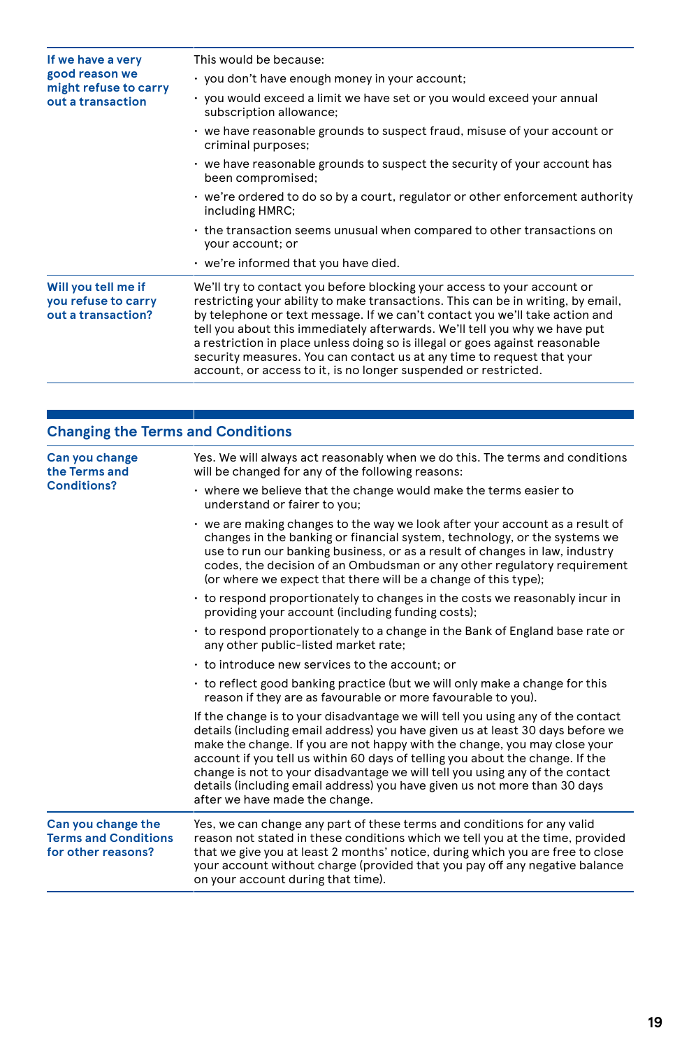| | |
|---|---|
| **If we have a very good reason we might refuse to carry out a transaction** | This would be because:<br>• you don't have enough money in your account;<br>• you would exceed a limit we have set or you would exceed your annual subscription allowance;<br>• we have reasonable grounds to suspect fraud, misuse of your account or criminal purposes;<br>• we have reasonable grounds to suspect the security of your account has been compromised;<br>• we're ordered to do so by a court, regulator or other enforcement authority including HMRC;<br>• the transaction seems unusual when compared to other transactions on your account; or<br>• we're informed that you have died. |
| **Will you tell me if you refuse to carry out a transaction?** | We'll try to contact you before blocking your access to your account or restricting your ability to make transactions. This can be in writing, by email, by telephone or text message. If we can't contact you we'll take action and tell you about this immediately afterwards. We'll tell you why we have put a restriction in place unless doing so is illegal or goes against reasonable security measures. You can contact us at any time to request that your account, or access to it, is no longer suspended or restricted. |

## Changing the Terms and Conditions

| | |
|---|---|
| **Can you change the Terms and Conditions?** | Yes. We will always act reasonably when we do this. The terms and conditions will be changed for any of the following reasons:<br>• where we believe that the change would make the terms easier to understand or fairer to you;<br>• we are making changes to the way we look after your account as a result of changes in the banking or financial system, technology, or the systems we use to run our banking business, or as a result of changes in law, industry codes, the decision of an Ombudsman or any other regulatory requirement (or where we expect that there will be a change of this type);<br>• to respond proportionately to changes in the costs we reasonably incur in providing your account (including funding costs);<br>• to respond proportionately to a change in the Bank of England base rate or any other public-listed market rate;<br>• to introduce new services to the account; or<br>• to reflect good banking practice (but we will only make a change for this reason if they are as favourable or more favourable to you).<br>If the change is to your disadvantage we will tell you using any of the contact details (including email address) you have given us at least 30 days before we make the change. If you are not happy with the change, you may close your account if you tell us within 60 days of telling you about the change. If the change is not to your disadvantage we will tell you using any of the contact details (including email address) you have given us not more than 30 days after we have made the change. |
| **Can you change the Terms and Conditions for other reasons?** | Yes, we can change any part of these terms and conditions for any valid reason not stated in these conditions which we tell you at the time, provided that we give you at least 2 months' notice, during which you are free to close your account without charge (provided that you pay off any negative balance on your account during that time). |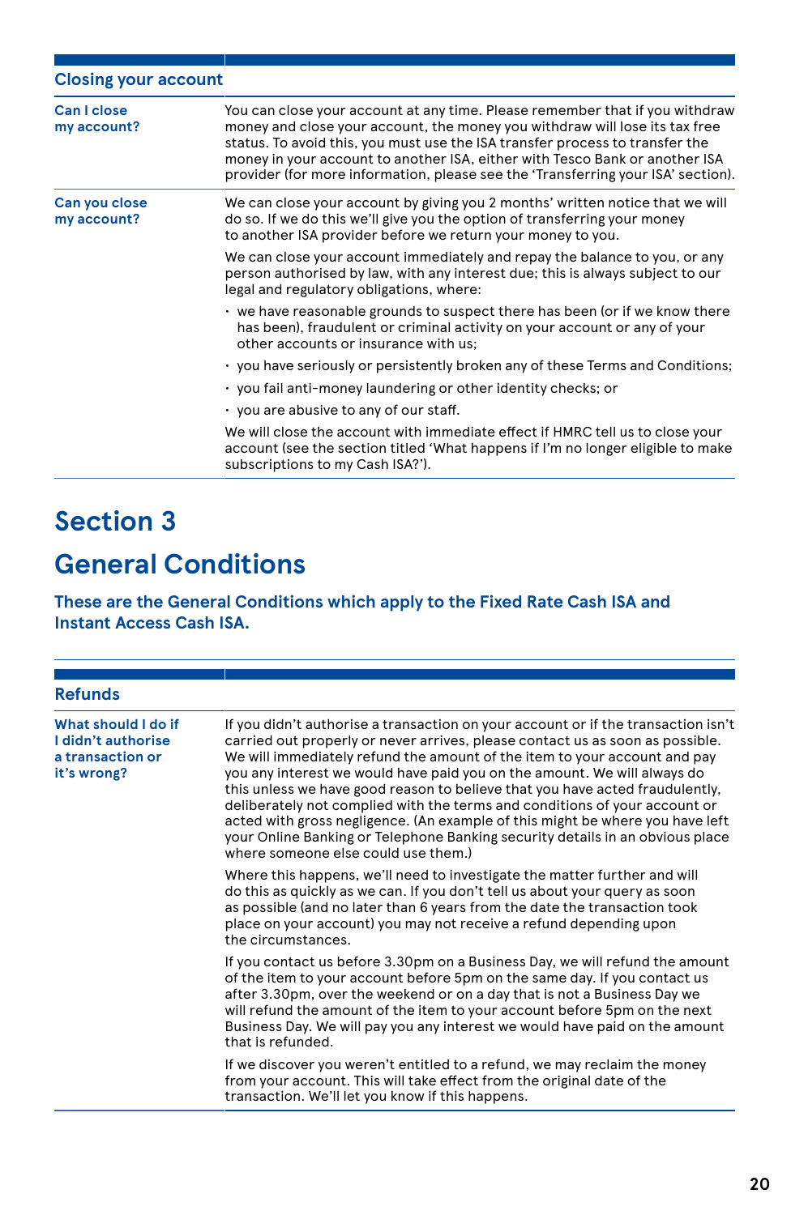## Closing your account

| | |
|---|---|
| **Can I close my account?** | You can close your account at any time. Please remember that if you withdraw money and close your account, the money you withdraw will lose its tax free status. To avoid this, you must use the ISA transfer process to transfer the money in your account to another ISA, either with Tesco Bank or another ISA provider (for more information, please see the 'Transferring your ISA' section). |
| **Can you close my account?** | We can close your account by giving you 2 months' written notice that we will do so. If we do this we'll give you the option of transferring your money to another ISA provider before we return your money to you.<br><br>We can close your account immediately and repay the balance to you, or any person authorised by law, with any interest due; this is always subject to our legal and regulatory obligations, where:<br><br>• we have reasonable grounds to suspect there has been (or if we know there has been), fraudulent or criminal activity on your account or any of your other accounts or insurance with us;<br>• you have seriously or persistently broken any of these Terms and Conditions;<br>• you fail anti-money laundering or other identity checks; or<br>• you are abusive to any of our staff.<br><br>We will close the account with immediate effect if HMRC tell us to close your account (see the section titled 'What happens if I'm no longer eligible to make subscriptions to my Cash ISA?'). |

# Section 3

# General Conditions

### These are the General Conditions which apply to the Fixed Rate Cash ISA and Instant Access Cash ISA.

## Refunds

| | |
|---|---|
| **What should I do if I didn't authorise a transaction or it's wrong?** | If you didn't authorise a transaction on your account or if the transaction isn't carried out properly or never arrives, please contact us as soon as possible. We will immediately refund the amount of the item to your account and pay you any interest we would have paid you on the amount. We will always do this unless we have good reason to believe that you have acted fraudulently, deliberately not complied with the terms and conditions of your account or acted with gross negligence. (An example of this might be where you have left your Online Banking or Telephone Banking security details in an obvious place where someone else could use them.)<br><br>Where this happens, we'll need to investigate the matter further and will do this as quickly as we can. If you don't tell us about your query as soon as possible (and no later than 6 years from the date the transaction took place on your account) you may not receive a refund depending upon the circumstances.<br><br>If you contact us before 3.30pm on a Business Day, we will refund the amount of the item to your account before 5pm on the same day. If you contact us after 3.30pm, over the weekend or on a day that is not a Business Day we will refund the amount of the item to your account before 5pm on the next Business Day. We will pay you any interest we would have paid on the amount that is refunded.<br><br>If we discover you weren't entitled to a refund, we may reclaim the money from your account. This will take effect from the original date of the transaction. We'll let you know if this happens. |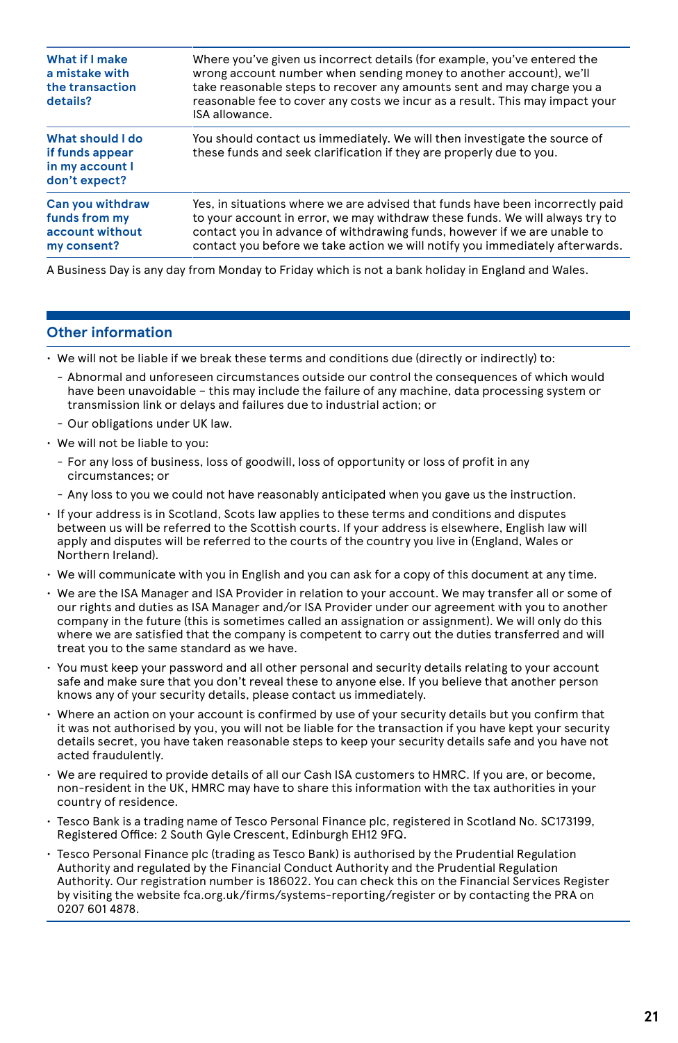| | |
|---|---|
| **What if I make a mistake with the transaction details?** | Where you've given us incorrect details (for example, you've entered the wrong account number when sending money to another account), we'll take reasonable steps to recover any amounts sent and may charge you a reasonable fee to cover any costs we incur as a result. This may impact your ISA allowance. |
| **What should I do if funds appear in my account I don't expect?** | You should contact us immediately. We will then investigate the source of these funds and seek clarification if they are properly due to you. |
| **Can you withdraw funds from my account without my consent?** | Yes, in situations where we are advised that funds have been incorrectly paid to your account in error, we may withdraw these funds. We will always try to contact you in advance of withdrawing funds, however if we are unable to contact you before we take action we will notify you immediately afterwards. |

A Business Day is any day from Monday to Friday which is not a bank holiday in England and Wales.

## Other information

- We will not be liable if we break these terms and conditions due (directly or indirectly) to:
  - Abnormal and unforeseen circumstances outside our control the consequences of which would have been unavoidable – this may include the failure of any machine, data processing system or transmission link or delays and failures due to industrial action; or
  - Our obligations under UK law.
- We will not be liable to you:
  - For any loss of business, loss of goodwill, loss of opportunity or loss of profit in any circumstances; or
  - Any loss to you we could not have reasonably anticipated when you gave us the instruction.
- If your address is in Scotland, Scots law applies to these terms and conditions and disputes between us will be referred to the Scottish courts. If your address is elsewhere, English law will apply and disputes will be referred to the courts of the country you live in (England, Wales or Northern Ireland).
- We will communicate with you in English and you can ask for a copy of this document at any time.
- We are the ISA Manager and ISA Provider in relation to your account. We may transfer all or some of our rights and duties as ISA Manager and/or ISA Provider under our agreement with you to another company in the future (this is sometimes called an assignation or assignment). We will only do this where we are satisfied that the company is competent to carry out the duties transferred and will treat you to the same standard as we have.
- You must keep your password and all other personal and security details relating to your account safe and make sure that you don't reveal these to anyone else. If you believe that another person knows any of your security details, please contact us immediately.
- Where an action on your account is confirmed by use of your security details but you confirm that it was not authorised by you, you will not be liable for the transaction if you have kept your security details secret, you have taken reasonable steps to keep your security details safe and you have not acted fraudulently.
- We are required to provide details of all our Cash ISA customers to HMRC. If you are, or become, non-resident in the UK, HMRC may have to share this information with the tax authorities in your country of residence.
- Tesco Bank is a trading name of Tesco Personal Finance plc, registered in Scotland No. SC173199, Registered Office: 2 South Gyle Crescent, Edinburgh EH12 9FQ.
- Tesco Personal Finance plc (trading as Tesco Bank) is authorised by the Prudential Regulation Authority and regulated by the Financial Conduct Authority and the Prudential Regulation Authority. Our registration number is 186022. You can check this on the Financial Services Register by visiting the website fca.org.uk/firms/systems-reporting/register or by contacting the PRA on 0207 601 4878.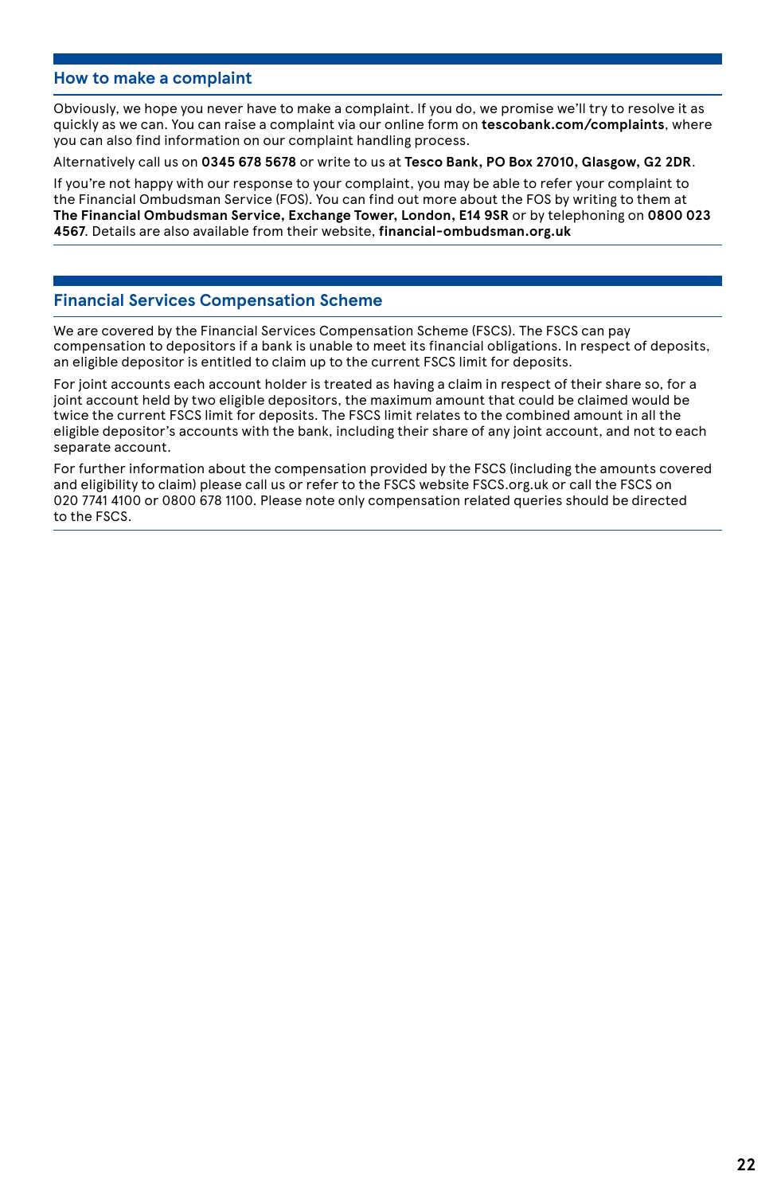## How to make a complaint

Obviously, we hope you never have to make a complaint. If you do, we promise we'll try to resolve it as quickly as we can. You can raise a complaint via our online form on **tescobank.com/complaints**, where you can also find information on our complaint handling process.

Alternatively call us on **0345 678 5678** or write to us at **Tesco Bank, PO Box 27010, Glasgow, G2 2DR**.

If you're not happy with our response to your complaint, you may be able to refer your complaint to the Financial Ombudsman Service (FOS). You can find out more about the FOS by writing to them at **The Financial Ombudsman Service, Exchange Tower, London, E14 9SR** or by telephoning on **0800 023 4567**. Details are also available from their website, **financial-ombudsman.org.uk**

## Financial Services Compensation Scheme

We are covered by the Financial Services Compensation Scheme (FSCS). The FSCS can pay compensation to depositors if a bank is unable to meet its financial obligations. In respect of deposits, an eligible depositor is entitled to claim up to the current FSCS limit for deposits.

For joint accounts each account holder is treated as having a claim in respect of their share so, for a joint account held by two eligible depositors, the maximum amount that could be claimed would be twice the current FSCS limit for deposits. The FSCS limit relates to the combined amount in all the eligible depositor's accounts with the bank, including their share of any joint account, and not to each separate account.

For further information about the compensation provided by the FSCS (including the amounts covered and eligibility to claim) please call us or refer to the FSCS website FSCS.org.uk or call the FSCS on 020 7741 4100 or 0800 678 1100. Please note only compensation related queries should be directed to the FSCS.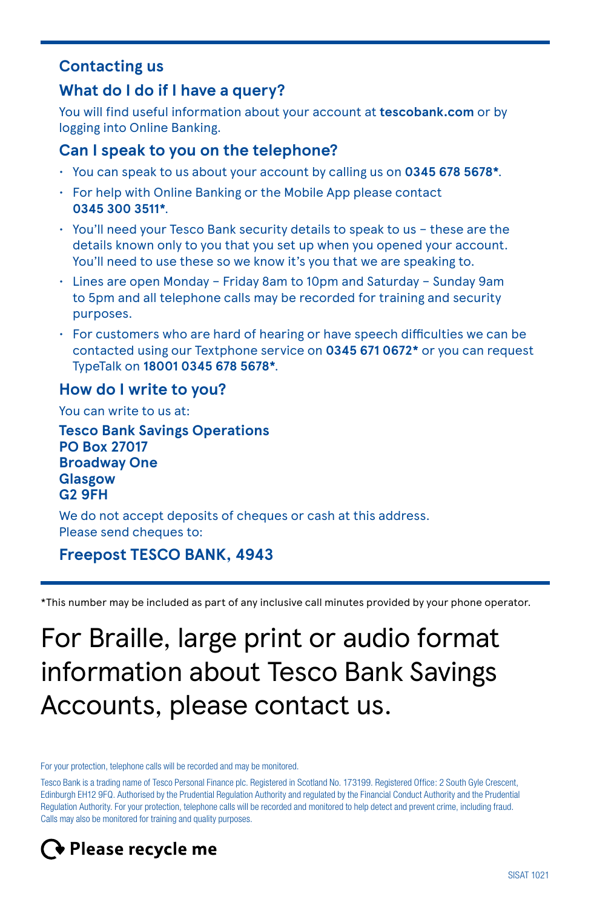## Contacting us

### What do I do if I have a query?

You will find useful information about your account at **tescobank.com** or by logging into Online Banking.

### Can I speak to you on the telephone?

- You can speak to us about your account by calling us on **0345 678 5678***.
- For help with Online Banking or the Mobile App please contact **0345 300 3511***.
- You'll need your Tesco Bank security details to speak to us – these are the details known only to you that you set up when you opened your account. You'll need to use these so we know it's you that we are speaking to.
- Lines are open Monday – Friday 8am to 10pm and Saturday – Sunday 9am to 5pm and all telephone calls may be recorded for training and security purposes.
- For customers who are hard of hearing or have speech difficulties we can be contacted using our Textphone service on **0345 671 0672*** or you can request TypeTalk on **18001 0345 678 5678***.

### How do I write to you?

You can write to us at:

**Tesco Bank Savings Operations**
**PO Box 27017**
**Broadway One**
**Glasgow**
**G2 9FH**

We do not accept deposits of cheques or cash at this address.
Please send cheques to:

**Freepost TESCO BANK, 4943**

*This number may be included as part of any inclusive call minutes provided by your phone operator.

# For Braille, large print or audio format information about Tesco Bank Savings Accounts, please contact us.

For your protection, telephone calls will be recorded and may be monitored.

Tesco Bank is a trading name of Tesco Personal Finance plc. Registered in Scotland No. 173199. Registered Office: 2 South Gyle Crescent, Edinburgh EH12 9FQ. Authorised by the Prudential Regulation Authority and regulated by the Financial Conduct Authority and the Prudential Regulation Authority. For your protection, telephone calls will be recorded and monitored to help detect and prevent crime, including fraud. Calls may also be monitored for training and quality purposes.

**Please recycle me**

SISAT 1021